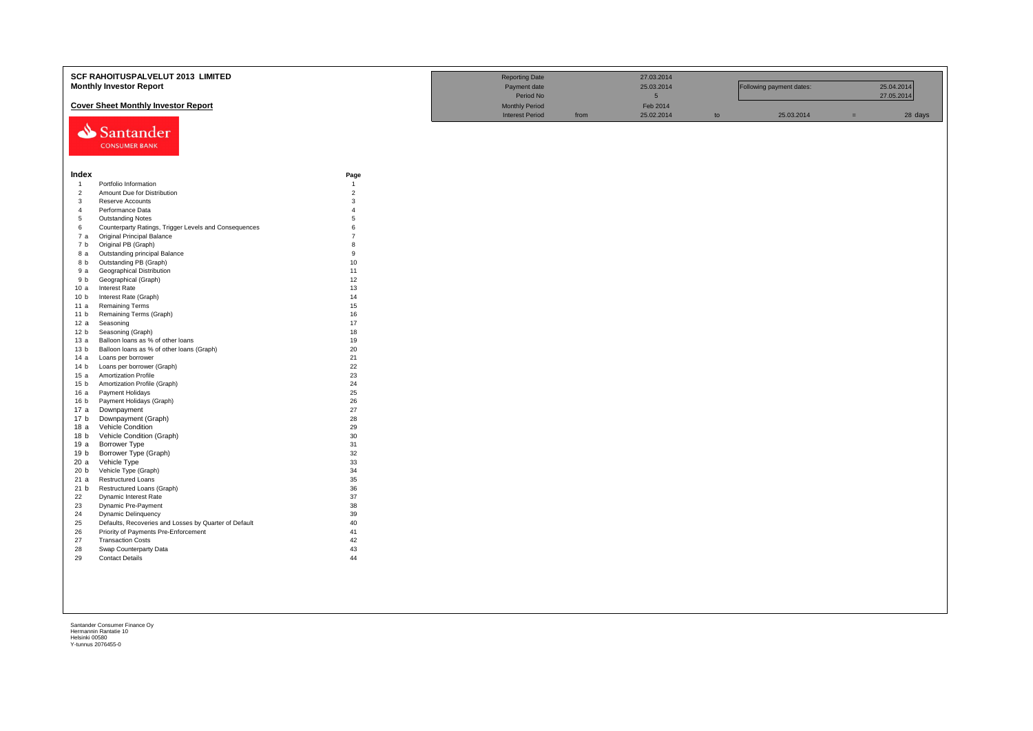# SCF RAHOITUSPALVELUT 2013 LIMITED

## Monthly Investor Report

### Cover Sheet Monthly Investor Report

| | | | | | | | |
|---|---|---|---|---|---|---|---|
| Reporting Date | | 27.03.2014 | | | | | |
| Payment date | | 25.03.2014 | | Following payment dates: | | 25.04.2014 | |
| Period No | | 5 | | | | 27.05.2014 | |
| Monthly Period | | Feb 2014 | | | | | |
| Interest Period | from | 25.02.2014 | to | 25.03.2014 | = | 28 | days |

Santander CONSUMER BANK

| Index | | Page |
|---|---|---|
| 1 | Portfolio Information | 1 |
| 2 | Amount Due for Distribution | 2 |
| 3 | Reserve Accounts | 3 |
| 4 | Performance Data | 4 |
| 5 | Outstanding Notes | 5 |
| 6 | Counterparty Ratings, Trigger Levels and Consequences | 6 |
| 7 a | Original Principal Balance | 7 |
| 7 b | Original PB (Graph) | 8 |
| 8 a | Outstanding principal Balance | 9 |
| 8 b | Outstanding PB (Graph) | 10 |
| 9 a | Geographical Distribution | 11 |
| 9 b | Geographical (Graph) | 12 |
| 10 a | Interest Rate | 13 |
| 10 b | Interest Rate (Graph) | 14 |
| 11 a | Remaining Terms | 15 |
| 11 b | Remaining Terms (Graph) | 16 |
| 12 a | Seasoning | 17 |
| 12 b | Seasoning (Graph) | 18 |
| 13 a | Balloon loans as % of other loans | 19 |
| 13 b | Balloon loans as % of other loans (Graph) | 20 |
| 14 a | Loans per borrower | 21 |
| 14 b | Loans per borrower (Graph) | 22 |
| 15 a | Amortization Profile | 23 |
| 15 b | Amortization Profile (Graph) | 24 |
| 16 a | Payment Holidays | 25 |
| 16 b | Payment Holidays (Graph) | 26 |
| 17 a | Downpayment | 27 |
| 17 b | Downpayment (Graph) | 28 |
| 18 a | Vehicle Condition | 29 |
| 18 b | Vehicle Condition (Graph) | 30 |
| 19 a | Borrower Type | 31 |
| 19 b | Borrower Type (Graph) | 32 |
| 20 a | Vehicle Type | 33 |
| 20 b | Vehicle Type (Graph) | 34 |
| 21 a | Restructured Loans | 35 |
| 21 b | Restructured Loans (Graph) | 36 |
| 22 | Dynamic Interest Rate | 37 |
| 23 | Dynamic Pre-Payment | 38 |
| 24 | Dynamic Delinquency | 39 |
| 25 | Defaults, Recoveries and Losses by Quarter of Default | 40 |
| 26 | Priority of Payments Pre-Enforcement | 41 |
| 27 | Transaction Costs | 42 |
| 28 | Swap Counterparty Data | 43 |
| 29 | Contact Details | 44 |

Santander Consumer Finance Oy
Hermannin Rantatie 10
Helsinki 00580
Y-tunnus 2076455-0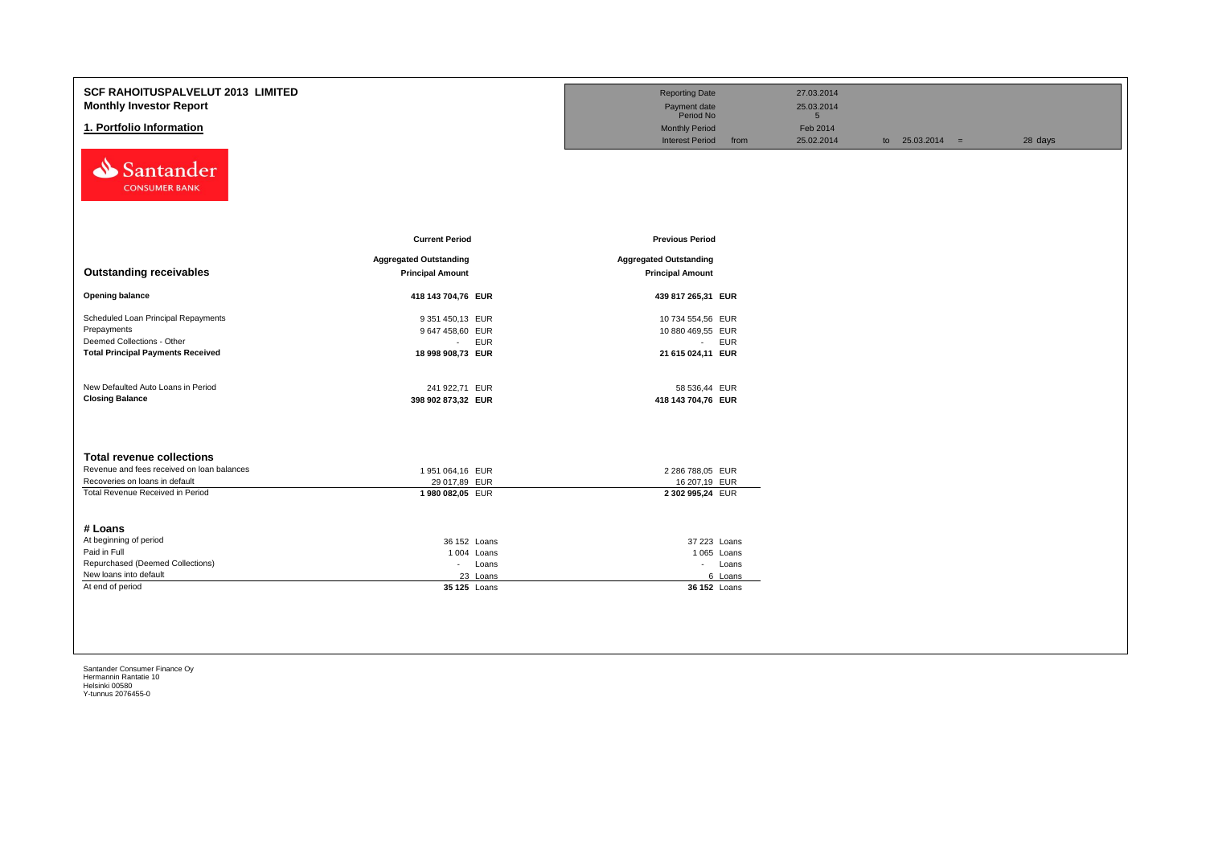# SCF RAHOITUSPALVELUT 2013 LIMITED

**Monthly Investor Report**

## 1. Portfolio Information

| | | | | |
|---|---|---|---|---|
| Reporting Date | | 27.03.2014 | | |
| Payment date | | 25.03.2014 | | |
| Period No | | 5 | | |
| Monthly Period | | Feb 2014 | | |
| Interest Period | from | 25.02.2014 | to 25.03.2014 = | 28 days |

| | Current Period | | Previous Period | |
|---|---|---|---|---|
| **Outstanding receivables** | **Aggregated Outstanding Principal Amount** | | **Aggregated Outstanding Principal Amount** | |
| **Opening balance** | **418 143 704,76** | **EUR** | **439 817 265,31** | **EUR** |
| Scheduled Loan Principal Repayments | 9 351 450,13 | EUR | 10 734 554,56 | EUR |
| Prepayments | 9 647 458,60 | EUR | 10 880 469,55 | EUR |
| Deemed Collections - Other | - | EUR | - | EUR |
| **Total Principal Payments Received** | **18 998 908,73** | **EUR** | **21 615 024,11** | **EUR** |
| New Defaulted Auto Loans in Period | 241 922,71 | EUR | 58 536,44 | EUR |
| **Closing Balance** | **398 902 873,32** | **EUR** | **418 143 704,76** | **EUR** |

| **Total revenue collections** | | | | |
|---|---|---|---|---|
| Revenue and fees received on loan balances | 1 951 064,16 | EUR | 2 286 788,05 | EUR |
| Recoveries on loans in default | 29 017,89 | EUR | 16 207,19 | EUR |
| Total Revenue Received in Period | **1 980 082,05** | EUR | **2 302 995,24** | EUR |

| **# Loans** | | | | |
|---|---|---|---|---|
| At beginning of period | 36 152 | Loans | 37 223 | Loans |
| Paid in Full | 1 004 | Loans | 1 065 | Loans |
| Repurchased (Deemed Collections) | - | Loans | - | Loans |
| New loans into default | 23 | Loans | 6 | Loans |
| At end of period | **35 125** | Loans | **36 152** | Loans |

Santander Consumer Finance Oy
Hermannin Rantatie 10
Helsinki 00580
Y-tunnus 2076455-0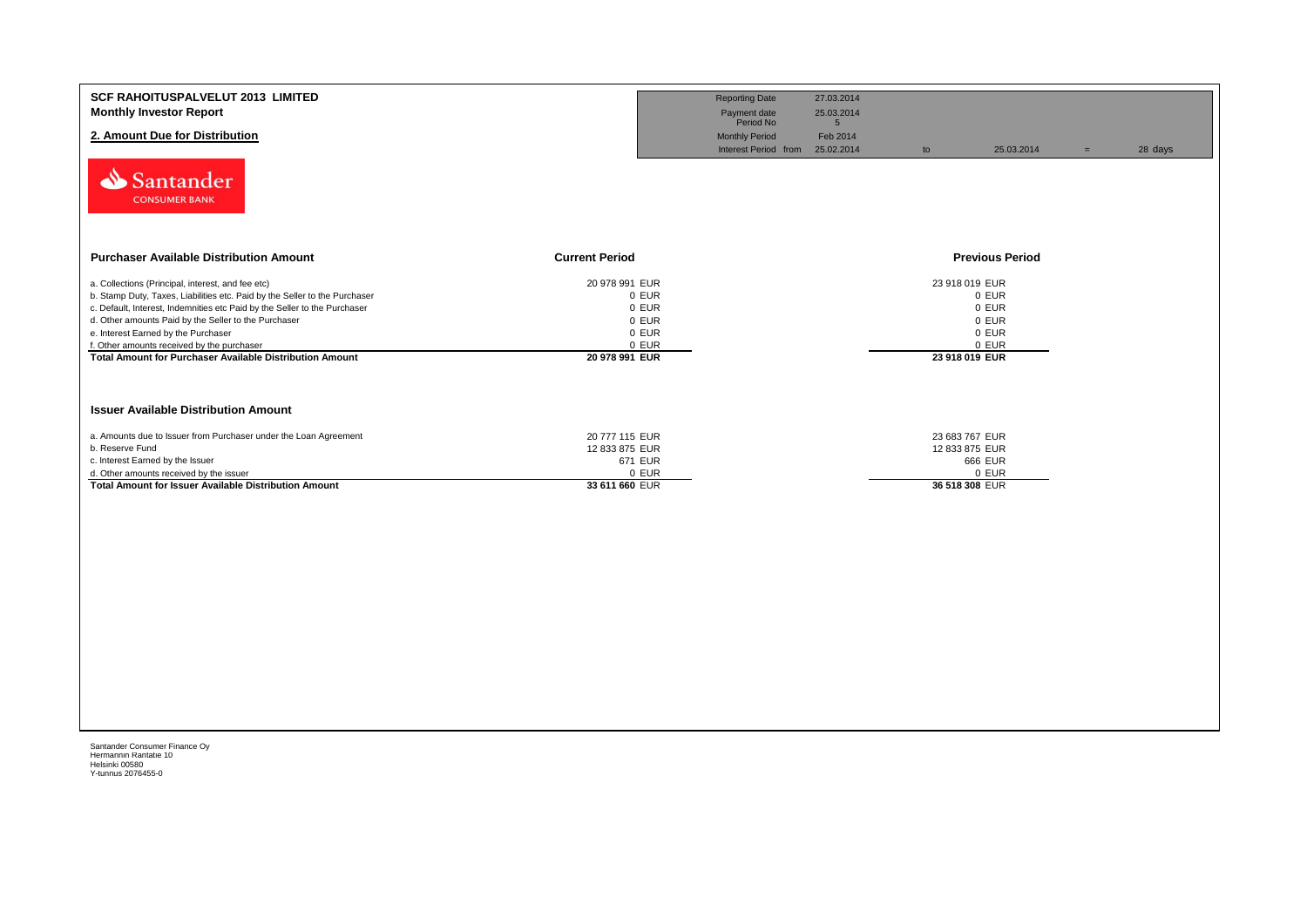**SCF RAHOITUSPALVELUT 2013 LIMITED**
**Monthly Investor Report**

## 2. Amount Due for Distribution

| | | | | | |
|---|---|---|---|---|---|
| Reporting Date | 27.03.2014 | | | | |
| Payment date | 25.03.2014 | | | | |
| Period No | 5 | | | | |
| Monthly Period | Feb 2014 | | | | |
| Interest Period from | 25.02.2014 | to | 25.03.2014 | = | 28 days |

Santander CONSUMER BANK

| Purchaser Available Distribution Amount | Current Period | Previous Period |
|---|---|---|
| a. Collections (Principal, interest, and fee etc) | 20 978 991 EUR | 23 918 019 EUR |
| b. Stamp Duty, Taxes, Liabilities etc. Paid by the Seller to the Purchaser | 0 EUR | 0 EUR |
| c. Default, Interest, Indemnities etc Paid by the Seller to the Purchaser | 0 EUR | 0 EUR |
| d. Other amounts Paid by the Seller to the Purchaser | 0 EUR | 0 EUR |
| e. Interest Earned by the Purchaser | 0 EUR | 0 EUR |
| f. Other amounts received by the purchaser | 0 EUR | 0 EUR |
| **Total Amount for Purchaser Available Distribution Amount** | **20 978 991 EUR** | **23 918 019 EUR** |

| Issuer Available Distribution Amount | Current Period | Previous Period |
|---|---|---|
| a. Amounts due to Issuer from Purchaser under the Loan Agreement | 20 777 115 EUR | 23 683 767 EUR |
| b. Reserve Fund | 12 833 875 EUR | 12 833 875 EUR |
| c. Interest Earned by the Issuer | 671 EUR | 666 EUR |
| d. Other amounts received by the issuer | 0 EUR | 0 EUR |
| **Total Amount for Issuer Available Distribution Amount** | **33 611 660 EUR** | **36 518 308 EUR** |

Santander Consumer Finance Oy
Hermannin Rantatie 10
Helsinki 00580
Y-tunnus 2076455-0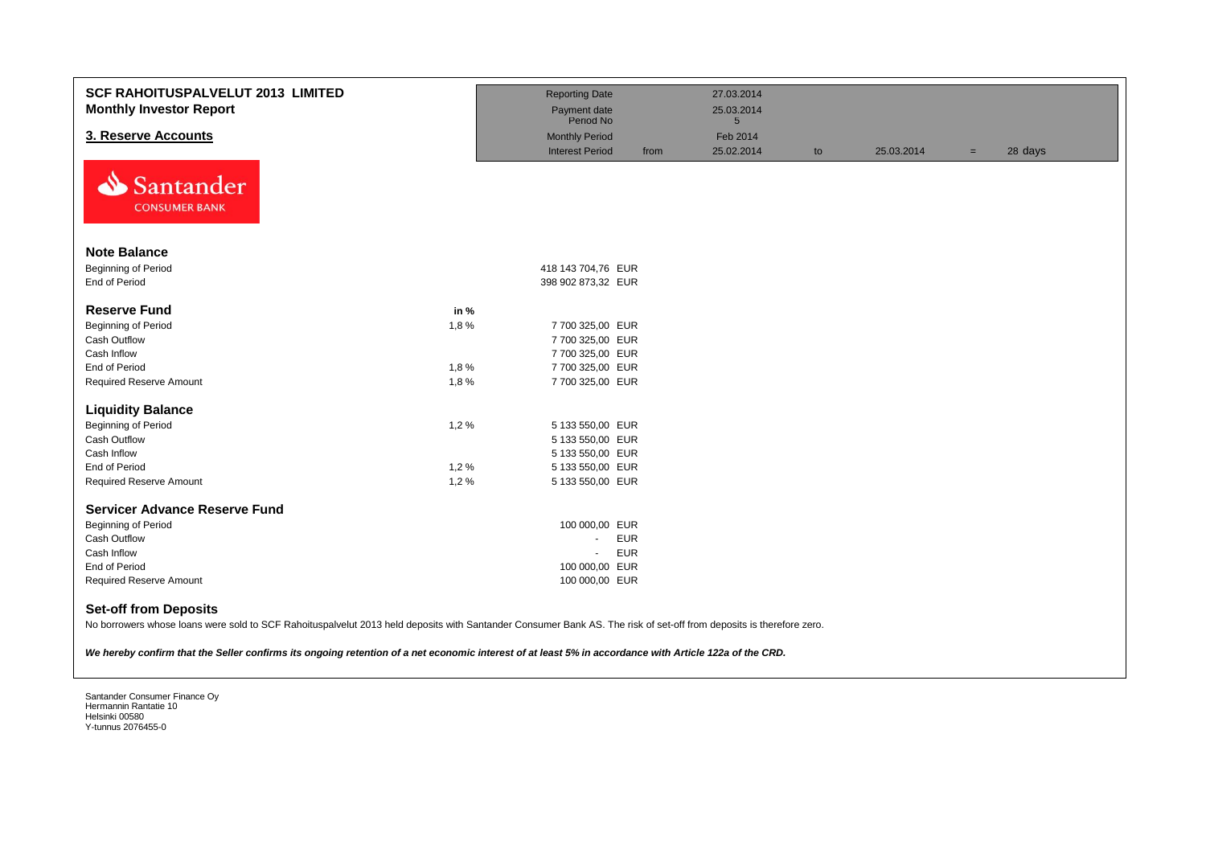## SCF RAHOITUSPALVELUT 2013 LIMITED
## Monthly Investor Report

### 3. Reserve Accounts

| | | | | | | | |
|---|---|---|---|---|---|---|---|
| Reporting Date | | 27.03.2014 | | | | | |
| Payment date | | 25.03.2014 | | | | | |
| Period No | | 5 | | | | | |
| Monthly Period | | Feb 2014 | | | | | |
| Interest Period | from | 25.02.2014 | to | 25.03.2014 | = | 28 days | |

Santander CONSUMER BANK

### Note Balance

| | | |
|---|---|---|
| Beginning of Period | | 418 143 704,76 EUR |
| End of Period | | 398 902 873,32 EUR |

### Reserve Fund

| | in % | |
|---|---|---|
| Beginning of Period | 1,8 % | 7 700 325,00 EUR |
| Cash Outflow | | 7 700 325,00 EUR |
| Cash Inflow | | 7 700 325,00 EUR |
| End of Period | 1,8 % | 7 700 325,00 EUR |
| Required Reserve Amount | 1,8 % | 7 700 325,00 EUR |

### Liquidity Balance

| | | |
|---|---|---|
| Beginning of Period | 1,2 % | 5 133 550,00 EUR |
| Cash Outflow | | 5 133 550,00 EUR |
| Cash Inflow | | 5 133 550,00 EUR |
| End of Period | 1,2 % | 5 133 550,00 EUR |
| Required Reserve Amount | 1,2 % | 5 133 550,00 EUR |

### Servicer Advance Reserve Fund

| | |
|---|---|
| Beginning of Period | 100 000,00 EUR |
| Cash Outflow | - EUR |
| Cash Inflow | - EUR |
| End of Period | 100 000,00 EUR |
| Required Reserve Amount | 100 000,00 EUR |

### Set-off from Deposits

No borrowers whose loans were sold to SCF Rahoituspalvelut 2013 held deposits with Santander Consumer Bank AS. The risk of set-off from deposits is therefore zero.

***We hereby confirm that the Seller confirms its ongoing retention of a net economic interest of at least 5% in accordance with Article 122a of the CRD.***

Santander Consumer Finance Oy
Hermannin Rantatie 10
Helsinki 00580
Y-tunnus 2076455-0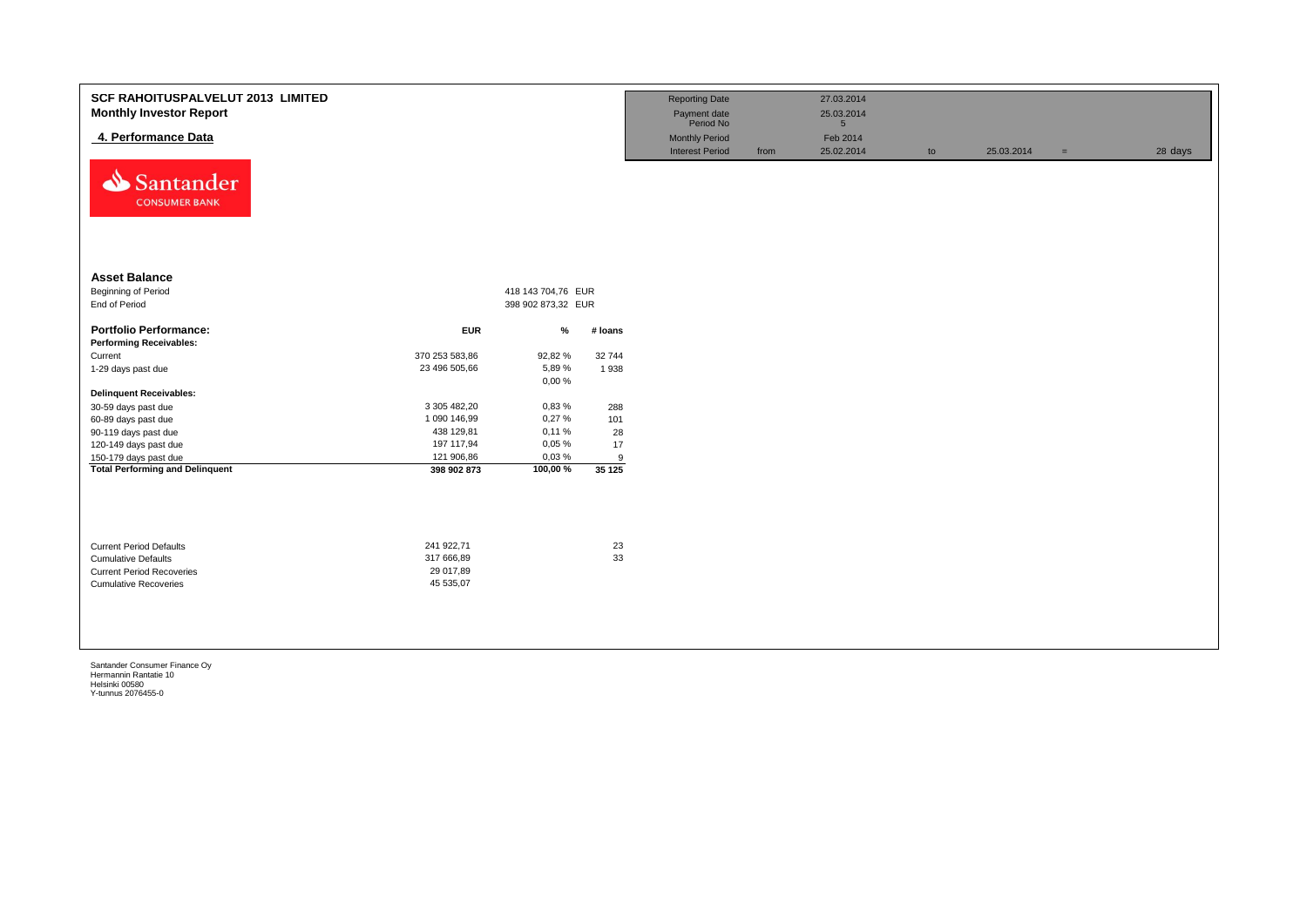# SCF RAHOITUSPALVELUT 2013 LIMITED
## Monthly Investor Report

### 4. Performance Data

| | | | | | | |
|---|---|---|---|---|---|---|
| Reporting Date | | 27.03.2014 | | | | |
| Payment date | | 25.03.2014 | | | | |
| Period No | | 5 | | | | |
| Monthly Period | | Feb 2014 | | | | |
| Interest Period | from | 25.02.2014 | to | 25.03.2014 | = | 28 days |

**Asset Balance**

| | | |
|---|---|---|
| Beginning of Period | 418 143 704,76 | EUR |
| End of Period | 398 902 873,32 | EUR |

| **Portfolio Performance:** | **EUR** | **%** | **# loans** |
|---|---|---|---|
| **Performing Receivables:** | | | |
| Current | 370 253 583,86 | 92,82 % | 32 744 |
| 1-29 days past due | 23 496 505,66 | 5,89 % | 1 938 |
| | | 0,00 % | |
| **Delinquent Receivables:** | | | |
| 30-59 days past due | 3 305 482,20 | 0,83 % | 288 |
| 60-89 days past due | 1 090 146,99 | 0,27 % | 101 |
| 90-119 days past due | 438 129,81 | 0,11 % | 28 |
| 120-149 days past due | 197 117,94 | 0,05 % | 17 |
| 150-179 days past due | 121 906,86 | 0,03 % | 9 |
| **Total Performing and Delinquent** | **398 902 873** | **100,00 %** | **35 125** |

| | | |
|---|---|---|
| Current Period Defaults | 241 922,71 | 23 |
| Cumulative Defaults | 317 666,89 | 33 |
| Current Period Recoveries | 29 017,89 | |
| Cumulative Recoveries | 45 535,07 | |

Santander Consumer Finance Oy
Hermannin Rantatie 10
Helsinki 00580
Y-tunnus 2076455-0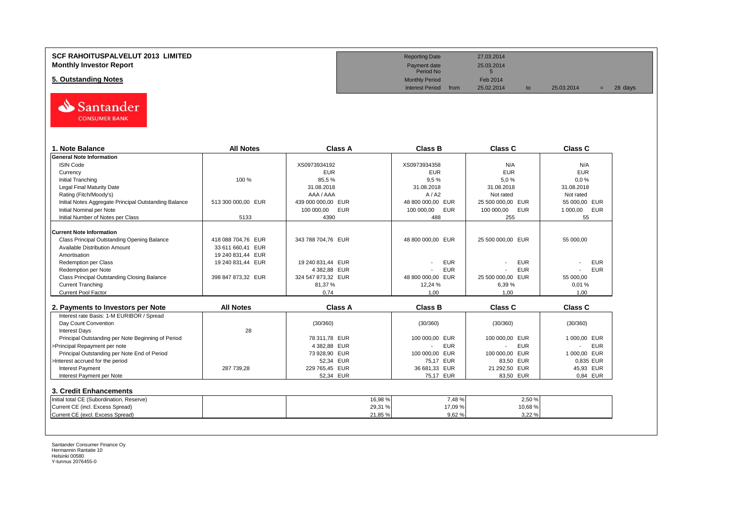# SCF RAHOITUSPALVELUT 2013 LIMITED
## Monthly Investor Report

## 5. Outstanding Notes

| | | | | | |
|---|---|---|---|---|---|
| Reporting Date | | 27.03.2014 | | | |
| Payment date | | 25.03.2014 | | | |
| Period No | | 5 | | | |
| Monthly Period | | Feb 2014 | | | |
| Interest Period | from | 25.02.2014 | to | 25.03.2014 | = 28 days |

| 1. Note Balance | All Notes | Class A | Class B | Class C | Class C |
|---|---|---|---|---|---|
| **General Note Information** | | | | | |
| ISIN Code | | XS0973934192 | XS0973934358 | N/A | N/A |
| Currency | | EUR | EUR | EUR | EUR |
| Initial Tranching | 100 % | 85,5 % | 9,5 % | 5,0 % | 0,0 % |
| Legal Final Maturity Date | | 31.08.2018 | 31.08.2018 | 31.08.2018 | 31.08.2018 |
| Rating (Fitch/Moody's) | | AAA / AAA | A / A2 | Not rated | Not rated |
| Initial Notes Aggregate Principal Outstanding Balance | 513 300 000,00 EUR | 439 000 000,00 EUR | 48 800 000,00 EUR | 25 500 000,00 EUR | 55 000,00 EUR |
| Initial Nominal per Note | | 100 000,00 EUR | 100 000,00 EUR | 100 000,00 EUR | 1 000,00 EUR |
| Initial Number of Notes per Class | 5133 | 4390 | 488 | 255 | 55 |
| **Current Note Information** | | | | | |
| Class Principal Outstanding Opening Balance | 418 088 704,76 EUR | 343 788 704,76 EUR | 48 800 000,00 EUR | 25 500 000,00 EUR | 55 000,00 |
| Available Distribution Amount | 33 611 660,41 EUR | | | | |
| Amortisation | 19 240 831,44 EUR | | | | |
| Redemption per Class | 19 240 831,44 EUR | 19 240 831,44 EUR | - EUR | - EUR | - EUR |
| Redemption per Note | | 4 382,88 EUR | - EUR | - EUR | - EUR |
| Class Principal Outstanding Closing Balance | 398 847 873,32 EUR | 324 547 873,32 EUR | 48 800 000,00 EUR | 25 500 000,00 EUR | 55 000,00 |
| Current Tranching | | 81,37 % | 12,24 % | 6,39 % | 0,01 % |
| Current Pool Factor | | 0,74 | 1,00 | 1,00 | 1,00 |

| 2. Payments to Investors per Note | All Notes | Class A | Class B | Class C | Class C |
|---|---|---|---|---|---|
| Interest rate Basis: 1-M EURIBOR / Spread | | | | | |
| Day Count Convention | | (30/360) | (30/360) | (30/360) | (30/360) |
| Interest Days | 28 | | | | |
| Principal Outstanding per Note Beginning of Period | | 78 311,78 EUR | 100 000,00 EUR | 100 000,00 EUR | 1 000,00 EUR |
| >Principal Repayment per note | | 4 382,88 EUR | - EUR | - EUR | - EUR |
| Principal Outstanding per Note End of Period | | 73 928,90 EUR | 100 000,00 EUR | 100 000,00 EUR | 1 000,00 EUR |
| >Interest accrued for the period | | 52,34 EUR | 75,17 EUR | 83,50 EUR | 0,835 EUR |
| Interest Payment | 287 739,28 | 229 765,45 EUR | 36 681,33 EUR | 21 292,50 EUR | 45,93 EUR |
| Interest Payment per Note | | 52,34 EUR | 75,17 EUR | 83,50 EUR | 0,84 EUR |

| 3. Credit Enhancements | | Class A | Class B | Class C | |
|---|---|---|---|---|---|
| Initial total CE (Subordination, Reserve) | | 16,98 % | 7,48 % | 2,50 % | |
| Current CE (incl. Excess Spread) | | 29,31 % | 17,09 % | 10,68 % | |
| Current CE (excl. Excess Spread) | | 21,85 % | 9,62 % | 3,22 % | |

Santander Consumer Finance Oy
Hermannin Rantatie 10
Helsinki 00580
Y-tunnus 2076455-0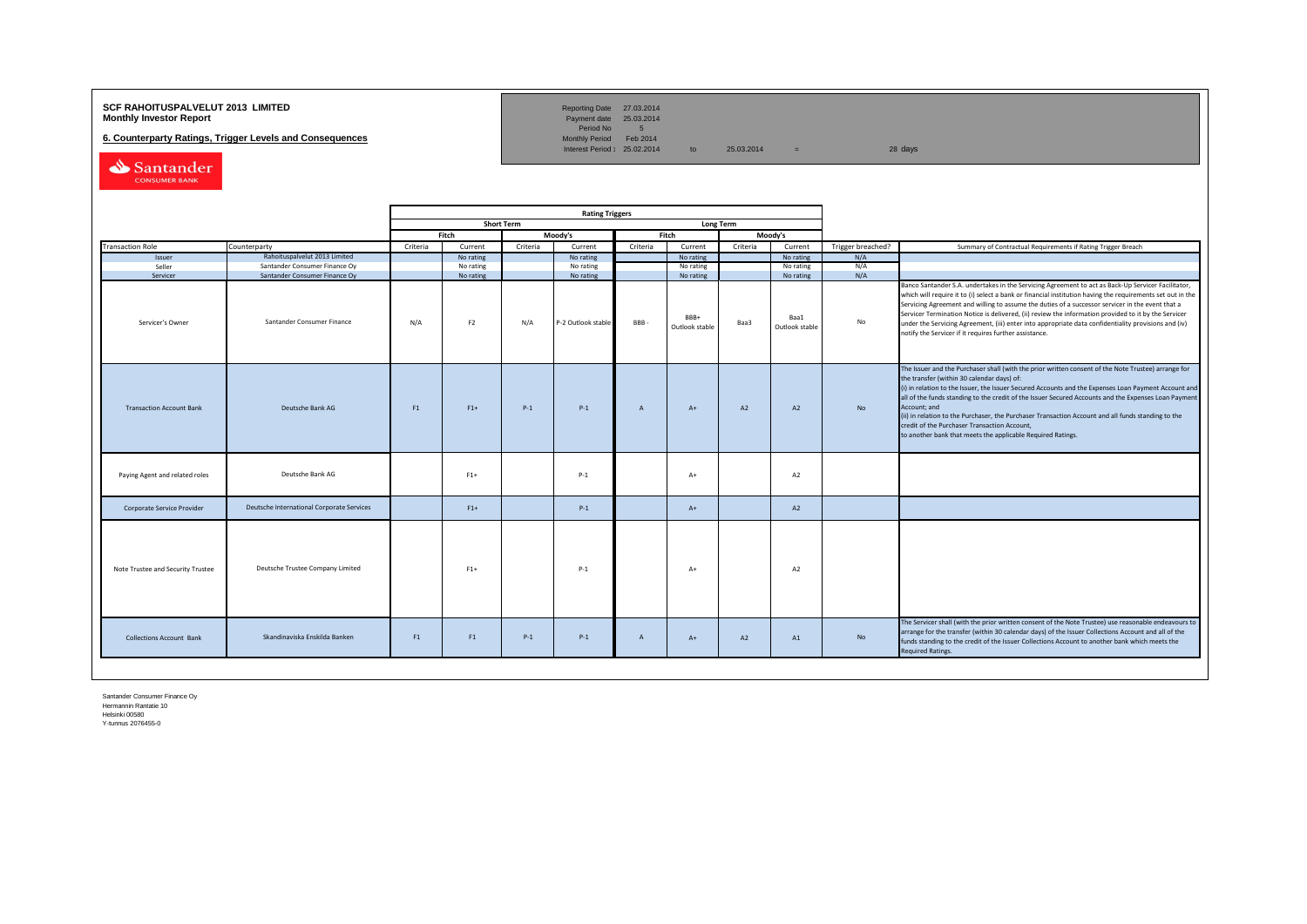**SCF RAHOITUSPALVELUT 2013 LIMITED**
**Monthly Investor Report**

**6. Counterparty Ratings, Trigger Levels and Consequences**

| | | | | |
|---|---|---|---|---|
| Reporting Date | 27.03.2014 | | | |
| Payment date | 25.03.2014 | | | |
| Period No | 5 | | | |
| Monthly Period | Feb 2014 | | | |
| Interest Period : | 25.02.2014 | to | 25.03.2014 | = 28 days |

| | | Rating Triggers | | | | | | | | | |
|---|---|---|---|---|---|---|---|---|---|---|---|
| | | Short Term | | | | Long Term | | | | | |
| | | Fitch | | Moody's | | Fitch | | Moody's | | | |
| Transaction Role | Counterparty | Criteria | Current | Criteria | Current | Criteria | Current | Criteria | Current | Trigger breached? | Summary of Contractual Requirements if Rating Trigger Breach |
| Issuer | Rahoituspalvelut 2013 Limited | | No rating | | No rating | | No rating | | No rating | N/A | |
| Seller | Santander Consumer Finance Oy | | No rating | | No rating | | No rating | | No rating | N/A | |
| Servicer | Santander Consumer Finance Oy | | No rating | | No rating | | No rating | | No rating | N/A | |
| Servicer's Owner | Santander Consumer Finance | N/A | F2 | N/A | P-2 Outlook stable | BBB - | BBB+ Outlook stable | Baa3 | Baa1 Outlook stable | No | Banco Santander S.A. undertakes in the Servicing Agreement to act as Back-Up Servicer Facilitator, which will require it to (i) select a bank or financial institution having the requirements set out in the Servicing Agreement and willing to assume the duties of a successor servicer in the event that a Servicer Termination Notice is delivered, (ii) review the information provided to it by the Servicer under the Servicing Agreement, (iii) enter into appropriate data confidentiality provisions and (iv) notify the Servicer if it requires further assistance. |
| Transaction Account Bank | Deutsche Bank AG | F1 | F1+ | P-1 | P-1 | A | A+ | A2 | A2 | No | The Issuer and the Purchaser shall (with the prior written consent of the Note Trustee) arrange for the transfer (within 30 calendar days) of: (i) in relation to the Issuer, the Issuer Secured Accounts and the Expenses Loan Payment Account and all of the funds standing to the credit of the Issuer Secured Accounts and the Expenses Loan Payment Account; and (ii) in relation to the Purchaser, the Purchaser Transaction Account and all funds standing to the credit of the Purchaser Transaction Account, to another bank that meets the applicable Required Ratings. |
| Paying Agent and related roles | Deutsche Bank AG | | F1+ | | P-1 | | A+ | | A2 | | |
| Corporate Service Provider | Deutsche International Corporate Services | | F1+ | | P-1 | | A+ | | A2 | | |
| Note Trustee and Security Trustee | Deutsche Trustee Company Limited | | F1+ | | P-1 | | A+ | | A2 | | |
| Collections Account Bank | Skandinaviska Enskilda Banken | F1 | F1 | P-1 | P-1 | A | A+ | A2 | A1 | No | The Servicer shall (with the prior written consent of the Note Trustee) use reasonable endeavours to arrange for the transfer (within 30 calendar days) of the Issuer Collections Account and all of the funds standing to the credit of the Issuer Collections Account to another bank which meets the Required Ratings. |

Santander Consumer Finance Oy
Hermannin Rantatie 10
Helsinki 00580
Y-tunnus 2076455-0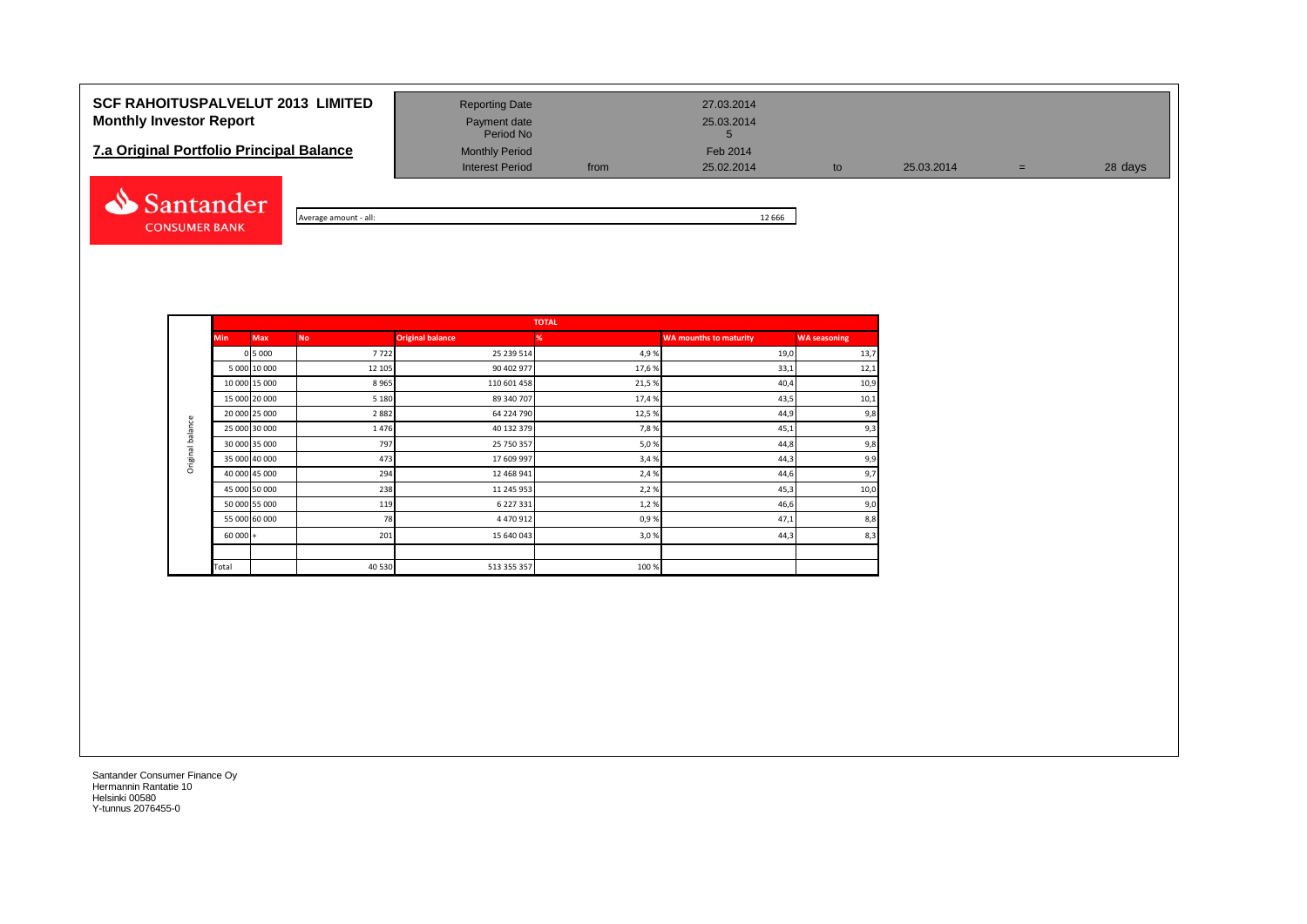# SCF RAHOITUSPALVELUT 2013 LIMITED
## Monthly Investor Report

## 7.a Original Portfolio Principal Balance

| | | | | | | |
|---|---|---|---|---|---|---|
| Reporting Date | | 27.03.2014 | | | | |
| Payment date | | 25.03.2014 | | | | |
| Period No | | 5 | | | | |
| Monthly Period | | Feb 2014 | | | | |
| Interest Period | from | 25.02.2014 | to | 25.03.2014 | = | 28 days |

Average amount - all: 12 666

| | TOTAL | | | | | | |
|---|---|---|---|---|---|---|---|
| | Min | Max | No | Original balance | % | WA mounths to maturity | WA seasoning |
| Original balance | 0 | 5 000 | 7 722 | 25 239 514 | 4,9 % | 19,0 | 13,7 |
| | 5 000 | 10 000 | 12 105 | 90 402 977 | 17,6 % | 33,1 | 12,1 |
| | 10 000 | 15 000 | 8 965 | 110 601 458 | 21,5 % | 40,4 | 10,9 |
| | 15 000 | 20 000 | 5 180 | 89 340 707 | 17,4 % | 43,5 | 10,1 |
| | 20 000 | 25 000 | 2 882 | 64 224 790 | 12,5 % | 44,9 | 9,8 |
| | 25 000 | 30 000 | 1 476 | 40 132 379 | 7,8 % | 45,1 | 9,3 |
| | 30 000 | 35 000 | 797 | 25 750 357 | 5,0 % | 44,8 | 9,8 |
| | 35 000 | 40 000 | 473 | 17 609 997 | 3,4 % | 44,3 | 9,9 |
| | 40 000 | 45 000 | 294 | 12 468 941 | 2,4 % | 44,6 | 9,7 |
| | 45 000 | 50 000 | 238 | 11 245 953 | 2,2 % | 45,3 | 10,0 |
| | 50 000 | 55 000 | 119 | 6 227 331 | 1,2 % | 46,6 | 9,0 |
| | 55 000 | 60 000 | 78 | 4 470 912 | 0,9 % | 47,1 | 8,8 |
| | 60 000 | + | 201 | 15 640 043 | 3,0 % | 44,3 | 8,3 |
| | | | | | | | |
| | Total | | 40 530 | 513 355 357 | 100 % | | |

Santander Consumer Finance Oy
Hermannin Rantatie 10
Helsinki 00580
Y-tunnus 2076455-0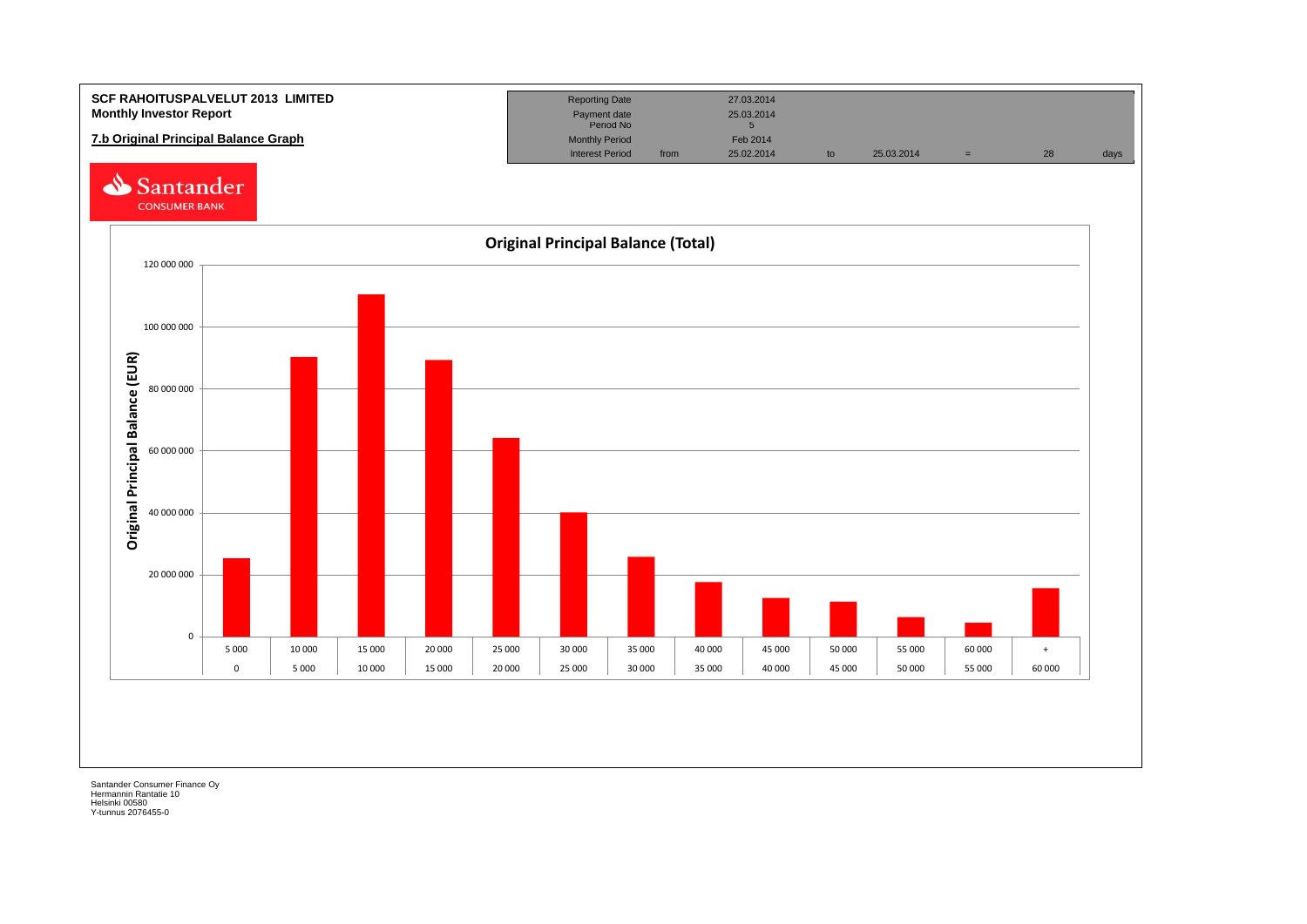**SCF RAHOITUSPALVELUT 2013 LIMITED**
**Monthly Investor Report**

**7.b Original Principal Balance Graph**

| Reporting Date | | 27.03.2014 | | | | | |
|---|---|---|---|---|---|---|---|
| Payment date | | 25.03.2014 | | | | | |
| Period No | | 5 | | | | | |
| Monthly Period | | Feb 2014 | | | | | |
| Interest Period | from | 25.02.2014 | to | 25.03.2014 | = | 28 | days |

Santander CONSUMER BANK

**Original Principal Balance (Total)**

Original Principal Balance (EUR)

| Lower bound | 0 | 5 000 | 10 000 | 15 000 | 20 000 | 25 000 | 30 000 | 35 000 | 40 000 | 45 000 | 50 000 | 55 000 | 60 000 |
|---|---|---|---|---|---|---|---|---|---|---|---|---|---|
| Upper bound | 5 000 | 10 000 | 15 000 | 20 000 | 25 000 | 30 000 | 35 000 | 40 000 | 45 000 | 50 000 | 55 000 | 60 000 | + |

Santander Consumer Finance Oy
Hermannin Rantatie 10
Helsinki 00580
Y-tunnus 2076455-0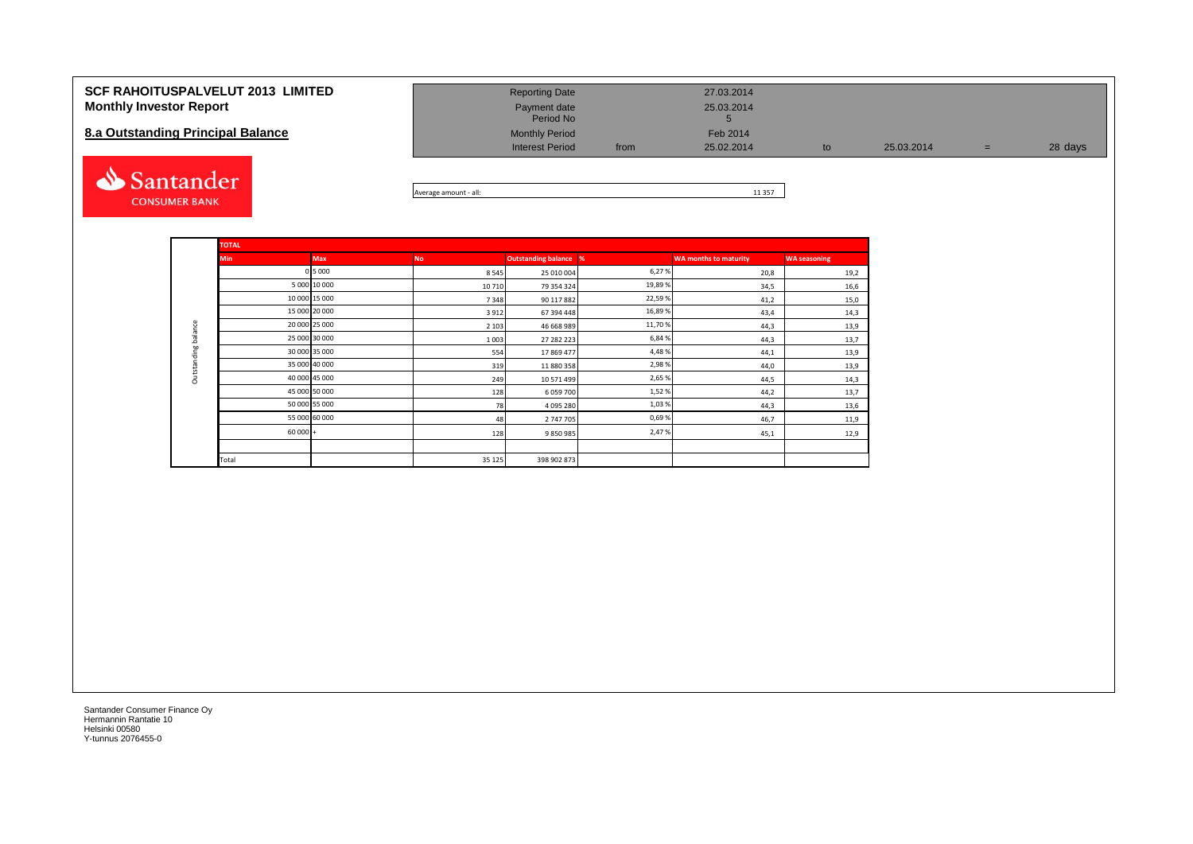# SCF RAHOITUSPALVELUT 2013 LIMITED
## Monthly Investor Report

## 8.a Outstanding Principal Balance

| | | | | | | |
|---|---|---|---|---|---|---|
| Reporting Date | | 27.03.2014 | | | | |
| Payment date | | 25.03.2014 | | | | |
| Period No | | 5 | | | | |
| Monthly Period | | Feb 2014 | | | | |
| Interest Period | from | 25.02.2014 | to | 25.03.2014 | = | 28 days |

Average amount - all: 11 357

| | TOTAL | | | | | | |
|---|---|---|---|---|---|---|---|
| | Min | Max | No | Outstanding balance | % | WA months to maturity | WA seasoning |
| Outstanding balance | 0 | 5 000 | 8 545 | 25 010 004 | 6,27 % | 20,8 | 19,2 |
| | 5 000 | 10 000 | 10 710 | 79 354 324 | 19,89 % | 34,5 | 16,6 |
| | 10 000 | 15 000 | 7 348 | 90 117 882 | 22,59 % | 41,2 | 15,0 |
| | 15 000 | 20 000 | 3 912 | 67 394 448 | 16,89 % | 43,4 | 14,3 |
| | 20 000 | 25 000 | 2 103 | 46 668 989 | 11,70 % | 44,3 | 13,9 |
| | 25 000 | 30 000 | 1 003 | 27 282 223 | 6,84 % | 44,3 | 13,7 |
| | 30 000 | 35 000 | 554 | 17 869 477 | 4,48 % | 44,1 | 13,9 |
| | 35 000 | 40 000 | 319 | 11 880 358 | 2,98 % | 44,0 | 13,9 |
| | 40 000 | 45 000 | 249 | 10 571 499 | 2,65 % | 44,5 | 14,3 |
| | 45 000 | 50 000 | 128 | 6 059 700 | 1,52 % | 44,2 | 13,7 |
| | 50 000 | 55 000 | 78 | 4 095 280 | 1,03 % | 44,3 | 13,6 |
| | 55 000 | 60 000 | 48 | 2 747 705 | 0,69 % | 46,7 | 11,9 |
| | 60 000 | + | 128 | 9 850 985 | 2,47 % | 45,1 | 12,9 |
| | | | | | | | |
| | Total | | 35 125 | 398 902 873 | | | |

Santander Consumer Finance Oy
Hermannin Rantatie 10
Helsinki 00580
Y-tunnus 2076455-0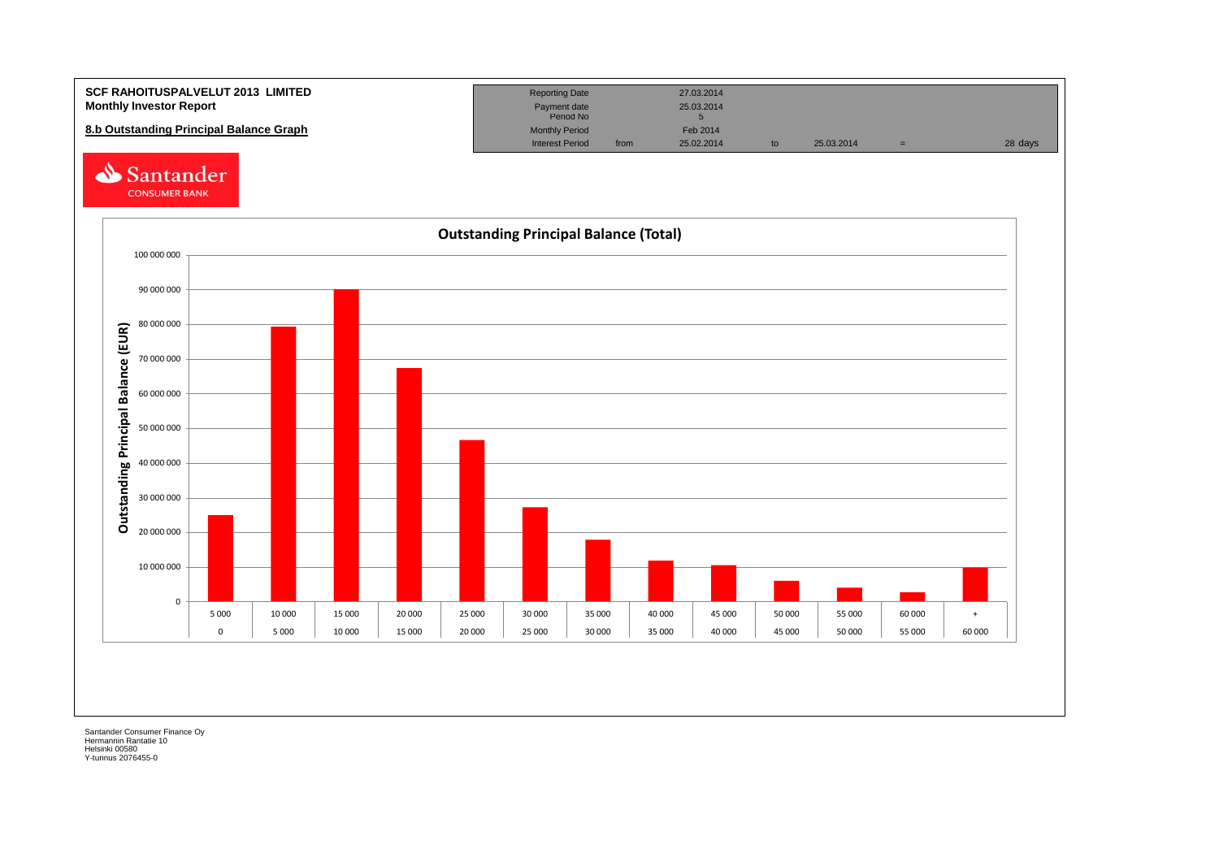**SCF RAHOITUSPALVELUT 2013 LIMITED**
**Monthly Investor Report**

**8.b Outstanding Principal Balance Graph**

| Reporting Date | | 27.03.2014 | | | | |
|---|---|---|---|---|---|---|
| Payment date | | 25.03.2014 | | | | |
| Period No | | 5 | | | | |
| Monthly Period | | Feb 2014 | | | | |
| Interest Period | from | 25.02.2014 | to | 25.03.2014 | = | 28 days |

Santander CONSUMER BANK

**Outstanding Principal Balance (Total)**

Outstanding Principal Balance (EUR)

100 000 000
90 000 000
80 000 000
70 000 000
60 000 000
50 000 000
40 000 000
30 000 000
20 000 000
10 000 000
0

| 5 000 | 10 000 | 15 000 | 20 000 | 25 000 | 30 000 | 35 000 | 40 000 | 45 000 | 50 000 | 55 000 | 60 000 | + |
|---|---|---|---|---|---|---|---|---|---|---|---|---|
| 0 | 5 000 | 10 000 | 15 000 | 20 000 | 25 000 | 30 000 | 35 000 | 40 000 | 45 000 | 50 000 | 55 000 | 60 000 |

Santander Consumer Finance Oy
Hermannin Rantatie 10
Helsinki 00580
Y-tunnus 2076455-0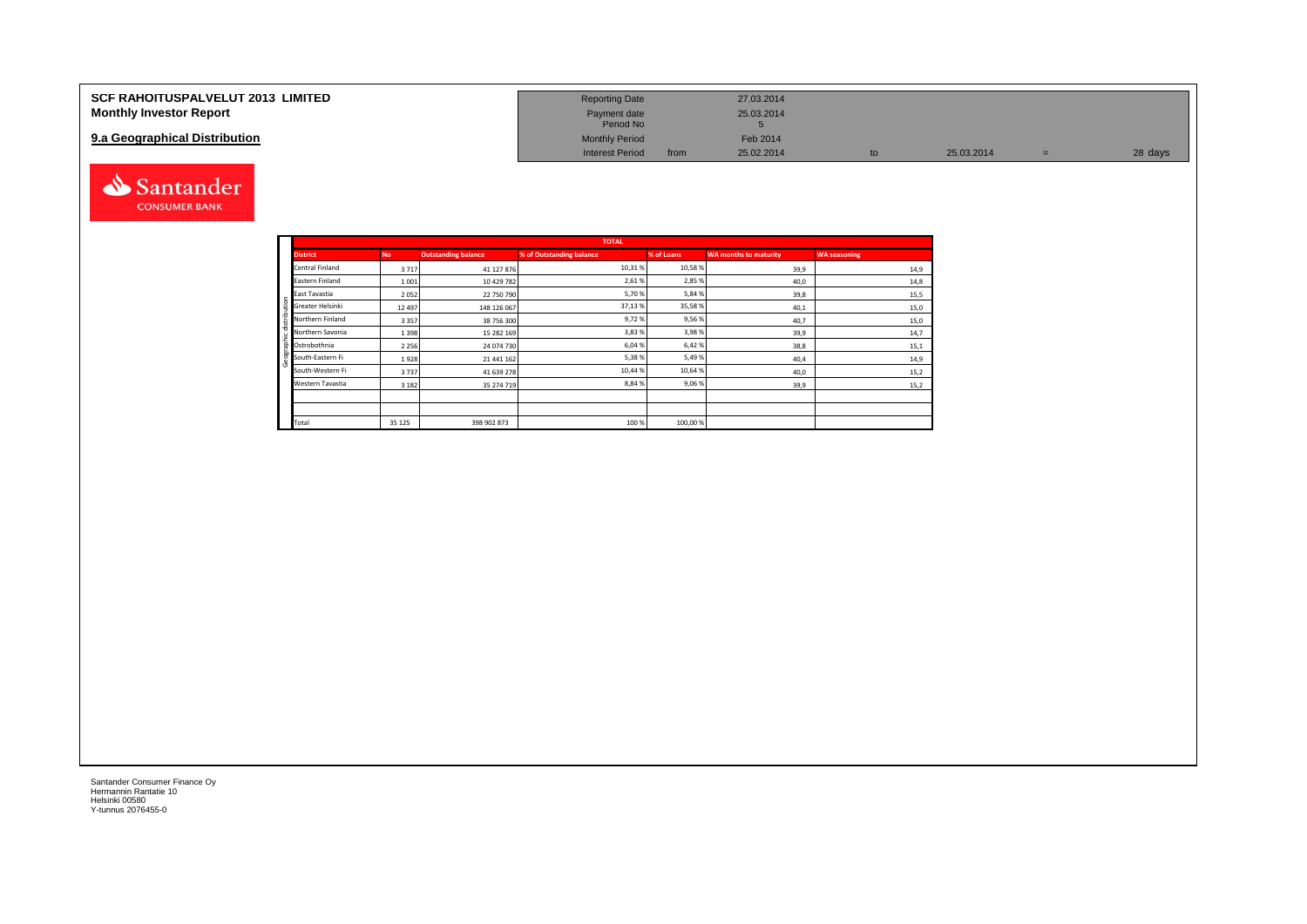**SCF RAHOITUSPALVELUT 2013 LIMITED**
**Monthly Investor Report**

**9.a Geographical Distribution**

| | | | | | |
|---|---|---|---|---|---|
| Reporting Date | | 27.03.2014 | | | |
| Payment date | | 25.03.2014 | | | |
| Period No | | 5 | | | |
| Monthly Period | | Feb 2014 | | | |
| Interest Period | from | 25.02.2014 | to | 25.03.2014 | = 28 days |

| TOTAL | | | | | | |
|---|---|---|---|---|---|---|
| **District** | **No** | **Outstanding balance** | **% of Outstanding balance** | **% of Loans** | **WA months to maturity** | **WA seasoning** |
| Central Finland | 3 717 | 41 127 876 | 10,31 % | 10,58 % | 39,9 | 14,9 |
| Eastern Finland | 1 001 | 10 429 782 | 2,61 % | 2,85 % | 40,0 | 14,8 |
| East Tavastia | 2 052 | 22 750 790 | 5,70 % | 5,84 % | 39,8 | 15,5 |
| Greater Helsinki | 12 497 | 148 126 067 | 37,13 % | 35,58 % | 40,1 | 15,0 |
| Northern Finland | 3 357 | 38 756 300 | 9,72 % | 9,56 % | 40,7 | 15,0 |
| Northern Savonia | 1 398 | 15 282 169 | 3,83 % | 3,98 % | 39,9 | 14,7 |
| Ostrobothnia | 2 256 | 24 074 730 | 6,04 % | 6,42 % | 38,8 | 15,1 |
| South-Eastern Fi | 1 928 | 21 441 162 | 5,38 % | 5,49 % | 40,4 | 14,9 |
| South-Western Fi | 3 737 | 41 639 278 | 10,44 % | 10,64 % | 40,0 | 15,2 |
| Western Tavastia | 3 182 | 35 274 719 | 8,84 % | 9,06 % | 39,9 | 15,2 |
| | | | | | | |
| | | | | | | |
| Total | 35 125 | 398 902 873 | 100 % | 100,00 % | | |

Santander Consumer Finance Oy
Hermannin Rantatie 10
Helsinki 00580
Y-tunnus 2076455-0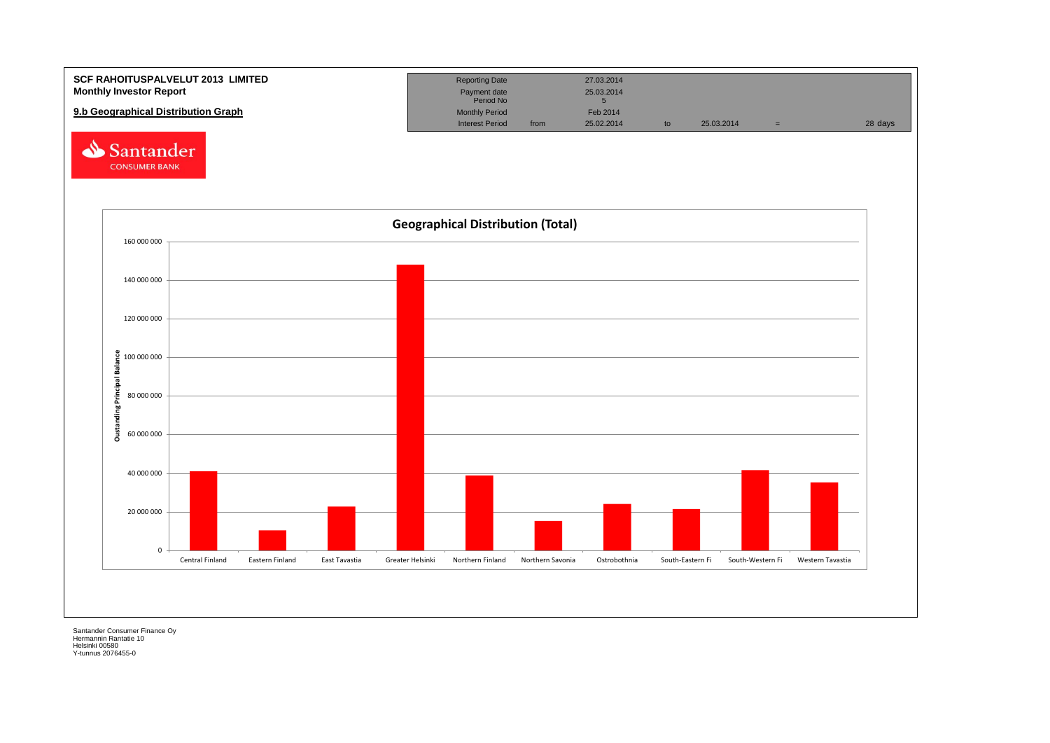**SCF RAHOITUSPALVELUT 2013 LIMITED**
**Monthly Investor Report**

**9.b Geographical Distribution Graph**

| Reporting Date | | 27.03.2014 | | | | |
|---|---|---|---|---|---|---|
| Payment date | | 25.03.2014 | | | | |
| Period No | | 5 | | | | |
| Monthly Period | | Feb 2014 | | | | |
| Interest Period | from | 25.02.2014 | to | 25.03.2014 | = | 28 days |

Santander CONSUMER BANK

## Geographical Distribution (Total)

Oustanding Principal Balance

160 000 000
140 000 000
120 000 000
100 000 000
80 000 000
60 000 000
40 000 000
20 000 000
0

Central Finland | Eastern Finland | East Tavastia | Greater Helsinki | Northern Finland | Northern Savonia | Ostrobothnia | South-Eastern Fi | South-Western Fi | Western Tavastia

Santander Consumer Finance Oy
Hermannin Rantatie 10
Helsinki 00580
Y-tunnus 2076455-0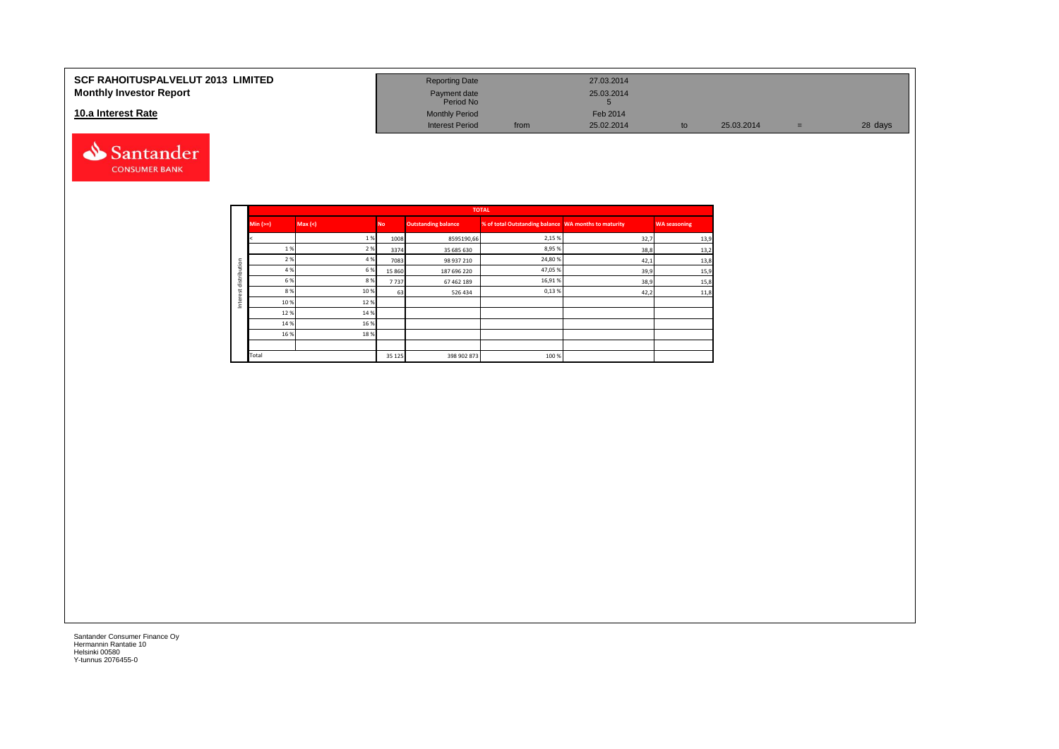# SCF RAHOITUSPALVELUT 2013 LIMITED
## Monthly Investor Report

## 10.a Interest Rate

| | | | | | | |
|---|---|---|---|---|---|---|
| Reporting Date | | 27.03.2014 | | | | |
| Payment date | | 25.03.2014 | | | | |
| Period No | | 5 | | | | |
| Monthly Period | | Feb 2014 | | | | |
| Interest Period | from | 25.02.2014 | to | 25.03.2014 | = | 28 days |

Santander CONSUMER BANK

| | TOTAL | | | | | | |
|---|---|---|---|---|---|---|---|
| | Min (>=) | Max (<) | No | Outstanding balance | % of total Outstanding balance | WA months to maturity | WA seasoning |
| Interest distribution | < | 1 % | 1008 | 8595190,66 | 2,15 % | 32,7 | 13,9 |
| | 1 % | 2 % | 3374 | 35 685 630 | 8,95 % | 38,8 | 13,2 |
| | 2 % | 4 % | 7083 | 98 937 210 | 24,80 % | 42,1 | 13,8 |
| | 4 % | 6 % | 15 860 | 187 696 220 | 47,05 % | 39,9 | 15,9 |
| | 6 % | 8 % | 7 737 | 67 462 189 | 16,91 % | 38,9 | 15,8 |
| | 8 % | 10 % | 63 | 526 434 | 0,13 % | 42,2 | 11,8 |
| | 10 % | 12 % | | | | | |
| | 12 % | 14 % | | | | | |
| | 14 % | 16 % | | | | | |
| | 16 % | 18 % | | | | | |
| | | | | | | | |
| | Total | | 35 125 | 398 902 873 | 100 % | | |

Santander Consumer Finance Oy
Hermannin Rantatie 10
Helsinki 00580
Y-tunnus 2076455-0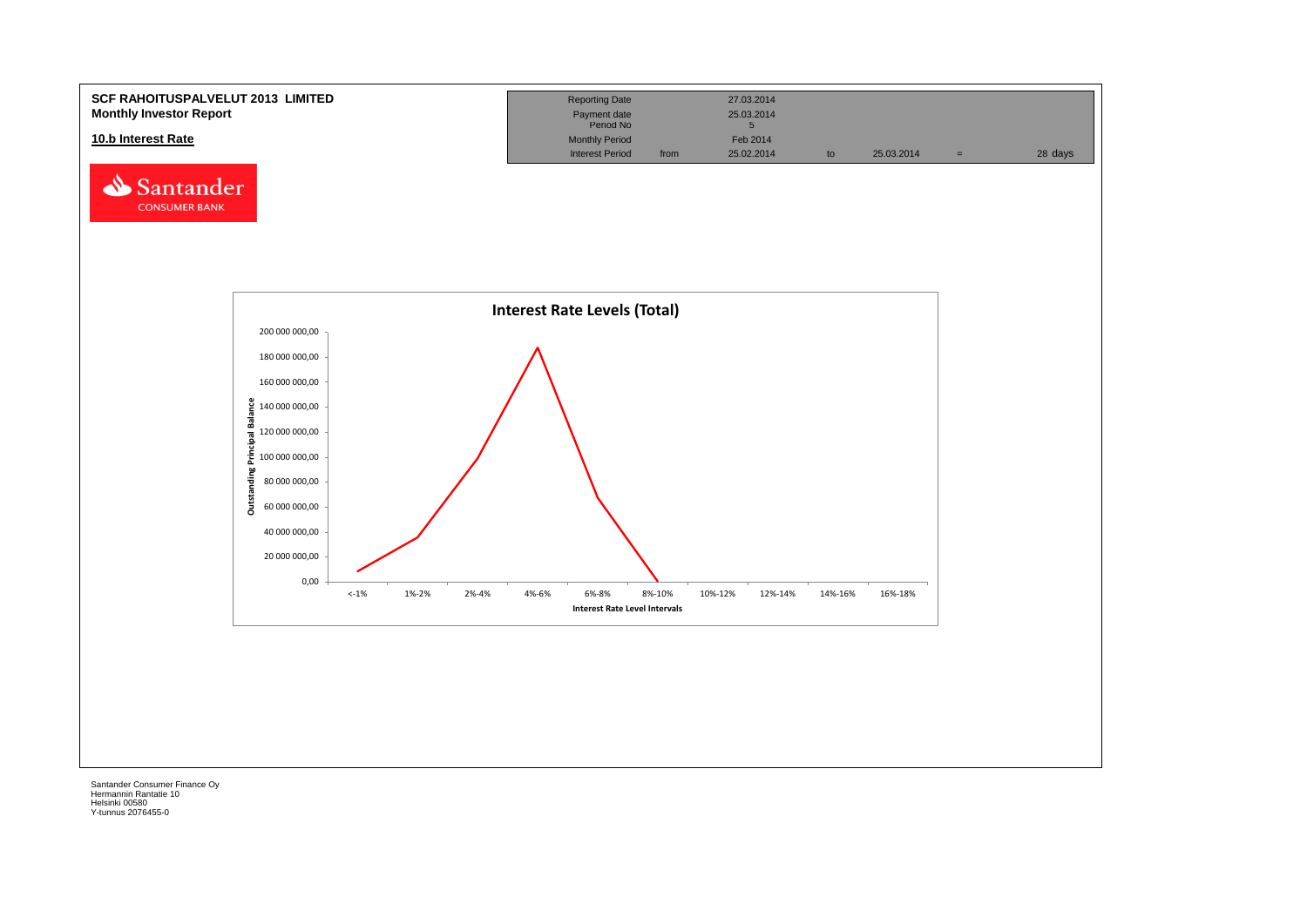**SCF RAHOITUSPALVELUT 2013 LIMITED**
**Monthly Investor Report**

**10.b Interest Rate**

| Reporting Date | | 27.03.2014 | | | | |
|---|---|---|---|---|---|---|
| Payment date | | 25.03.2014 | | | | |
| Period No | | 5 | | | | |
| Monthly Period | | Feb 2014 | | | | |
| Interest Period | from | 25.02.2014 | to | 25.03.2014 | = | 28 days |

**Interest Rate Levels (Total)**

Outstanding Principal Balance

Interest Rate Level Intervals

<-1%, 1%-2%, 2%-4%, 4%-6%, 6%-8%, 8%-10%, 10%-12%, 12%-14%, 14%-16%, 16%-18%

0,00 | 20 000 000,00 | 40 000 000,00 | 60 000 000,00 | 80 000 000,00 | 100 000 000,00 | 120 000 000,00 | 140 000 000,00 | 160 000 000,00 | 180 000 000,00 | 200 000 000,00

Santander Consumer Finance Oy
Hermannin Rantatie 10
Helsinki 00580
Y-tunnus 2076455-0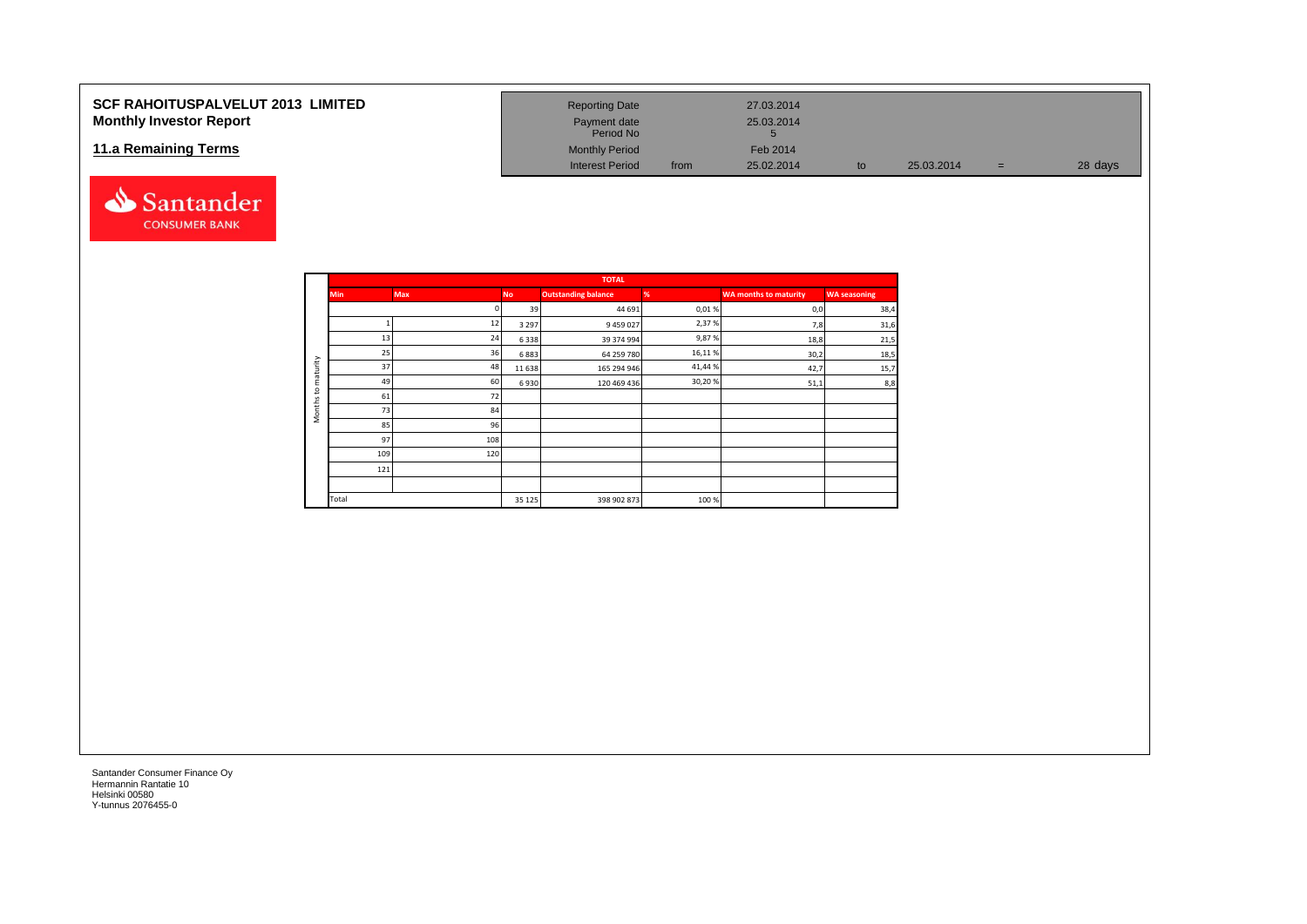# SCF RAHOITUSPALVELUT 2013 LIMITED
## Monthly Investor Report

## 11.a Remaining Terms

| | | | | |
|---|---|---|---|---|
| Reporting Date | | 27.03.2014 | | |
| Payment date | | 25.03.2014 | | |
| Period No | | 5 | | |
| Monthly Period | | Feb 2014 | | |
| Interest Period | from | 25.02.2014 | to | 25.03.2014 = 28 days |

| Months to maturity | | TOTAL | | | | |
|---|---|---|---|---|---|---|
| Min | Max | No | Outstanding balance | % | WA months to maturity | WA seasoning |
| | 0 | 39 | 44 691 | 0,01 % | 0,0 | 38,4 |
| 1 | 12 | 3 297 | 9 459 027 | 2,37 % | 7,8 | 31,6 |
| 13 | 24 | 6 338 | 39 374 994 | 9,87 % | 18,8 | 21,5 |
| 25 | 36 | 6 883 | 64 259 780 | 16,11 % | 30,2 | 18,5 |
| 37 | 48 | 11 638 | 165 294 946 | 41,44 % | 42,7 | 15,7 |
| 49 | 60 | 6 930 | 120 469 436 | 30,20 % | 51,1 | 8,8 |
| 61 | 72 | | | | | |
| 73 | 84 | | | | | |
| 85 | 96 | | | | | |
| 97 | 108 | | | | | |
| 109 | 120 | | | | | |
| 121 | | | | | | |
| Total | | 35 125 | 398 902 873 | 100 % | | |

Santander Consumer Finance Oy
Hermannin Rantatie 10
Helsinki 00580
Y-tunnus 2076455-0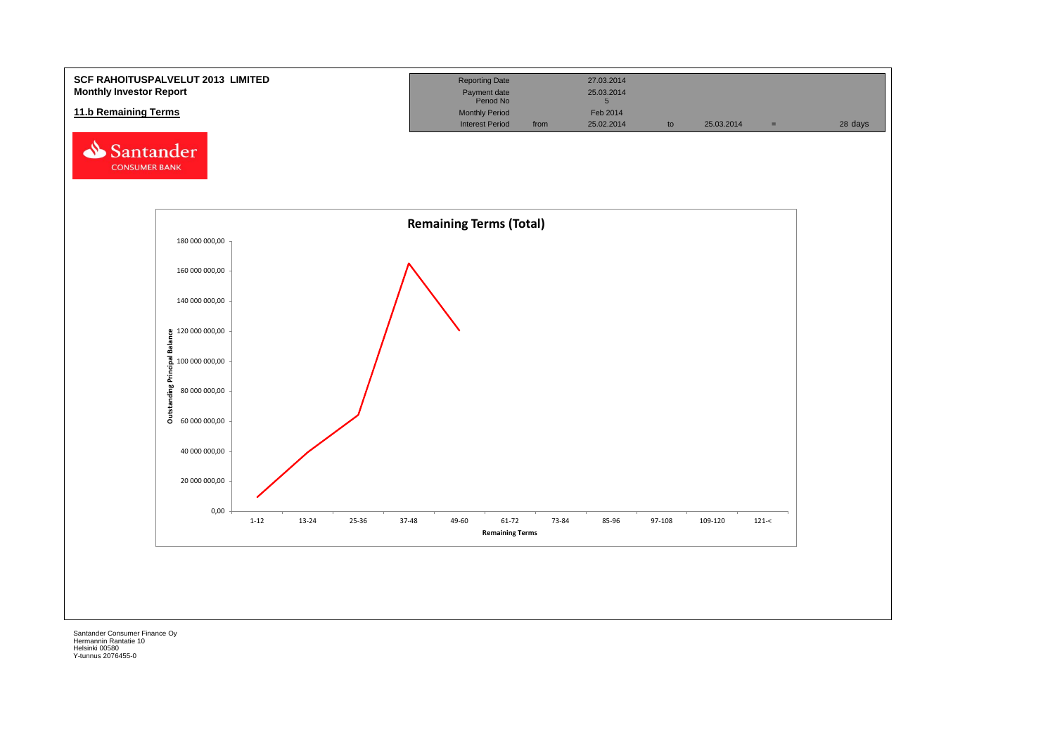**SCF RAHOITUSPALVELUT 2013 LIMITED**
**Monthly Investor Report**

**11.b Remaining Terms**

| Reporting Date | | 27.03.2014 | | | | |
|---|---|---|---|---|---|---|
| Payment date | | 25.03.2014 | | | | |
| Period No | | 5 | | | | |
| Monthly Period | | Feb 2014 | | | | |
| Interest Period | from | 25.02.2014 | to | 25.03.2014 | = | 28 days |

Santander CONSUMER BANK

**Remaining Terms (Total)**

Outstanding Principal Balance

180 000 000,00
160 000 000,00
140 000 000,00
120 000 000,00
100 000 000,00
80 000 000,00
60 000 000,00
40 000 000,00
20 000 000,00
0,00

1-12 | 13-24 | 25-36 | 37-48 | 49-60 | 61-72 | 73-84 | 85-96 | 97-108 | 109-120 | 121-<

Remaining Terms

Santander Consumer Finance Oy
Hermannin Rantatie 10
Helsinki 00580
Y-tunnus 2076455-0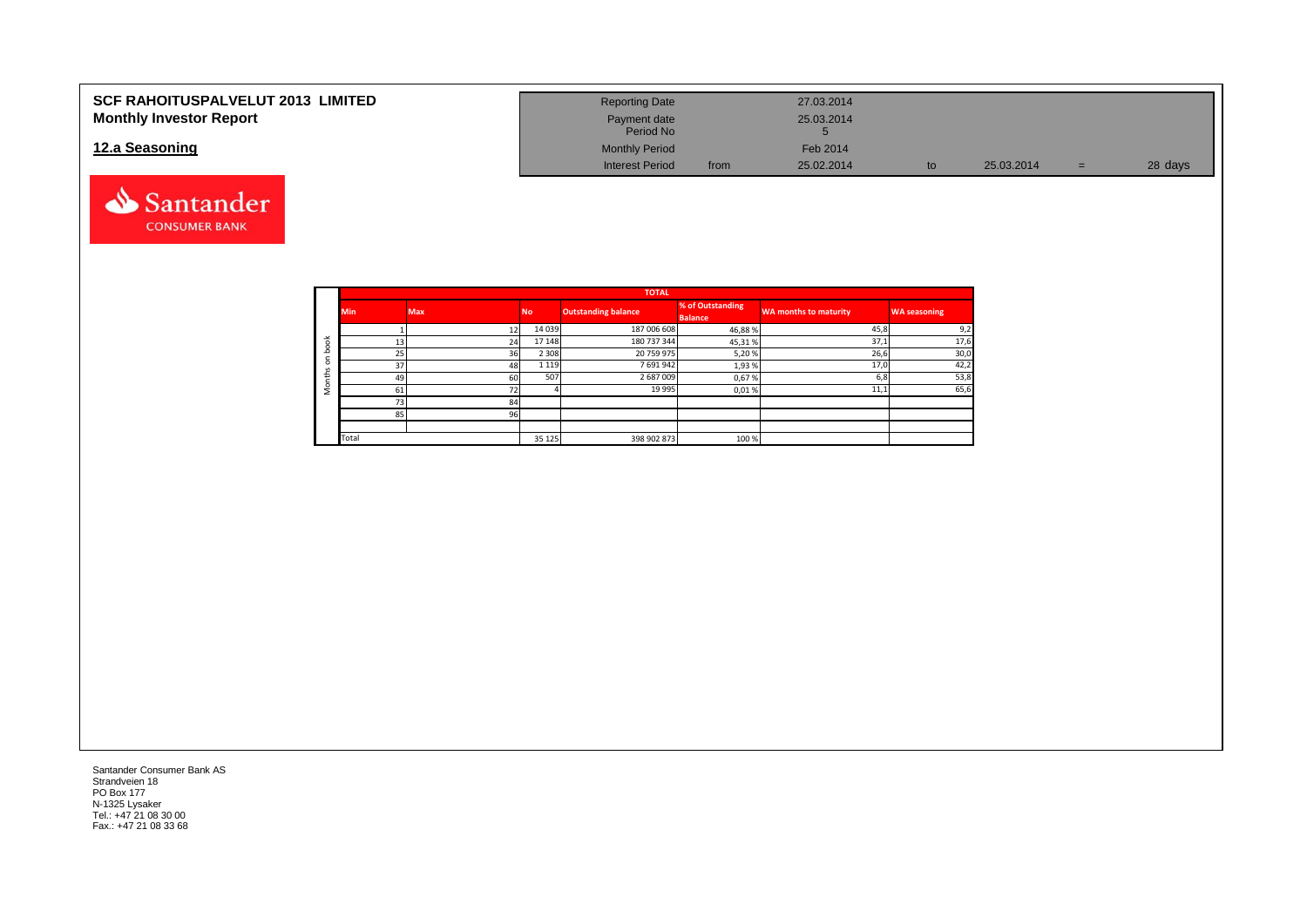# SCF RAHOITUSPALVELUT 2013 LIMITED
## Monthly Investor Report

## 12.a Seasoning

| | | | | | | |
|---|---|---|---|---|---|---|
| Reporting Date | | 27.03.2014 | | | | |
| Payment date | | 25.03.2014 | | | | |
| Period No | | 5 | | | | |
| Monthly Period | | Feb 2014 | | | | |
| Interest Period | from | 25.02.2014 | to | 25.03.2014 | = | 28 days |

| | TOTAL | | | | | | |
|---|---|---|---|---|---|---|---|
| | Min | Max | No | Outstanding balance | % of Outstanding Balance | WA months to maturity | WA seasoning |
| Months on book | 1 | 12 | 14 039 | 187 006 608 | 46,88 % | 45,8 | 9,2 |
| | 13 | 24 | 17 148 | 180 737 344 | 45,31 % | 37,1 | 17,6 |
| | 25 | 36 | 2 308 | 20 759 975 | 5,20 % | 26,6 | 30,0 |
| | 37 | 48 | 1 119 | 7 691 942 | 1,93 % | 17,0 | 42,2 |
| | 49 | 60 | 507 | 2 687 009 | 0,67 % | 6,8 | 53,8 |
| | 61 | 72 | 4 | 19 995 | 0,01 % | 11,1 | 65,6 |
| | 73 | 84 | | | | | |
| | 85 | 96 | | | | | |
| | Total | | 35 125 | 398 902 873 | 100 % | | |

Santander Consumer Bank AS
Strandveien 18
PO Box 177
N-1325 Lysaker
Tel.: +47 21 08 30 00
Fax.: +47 21 08 33 68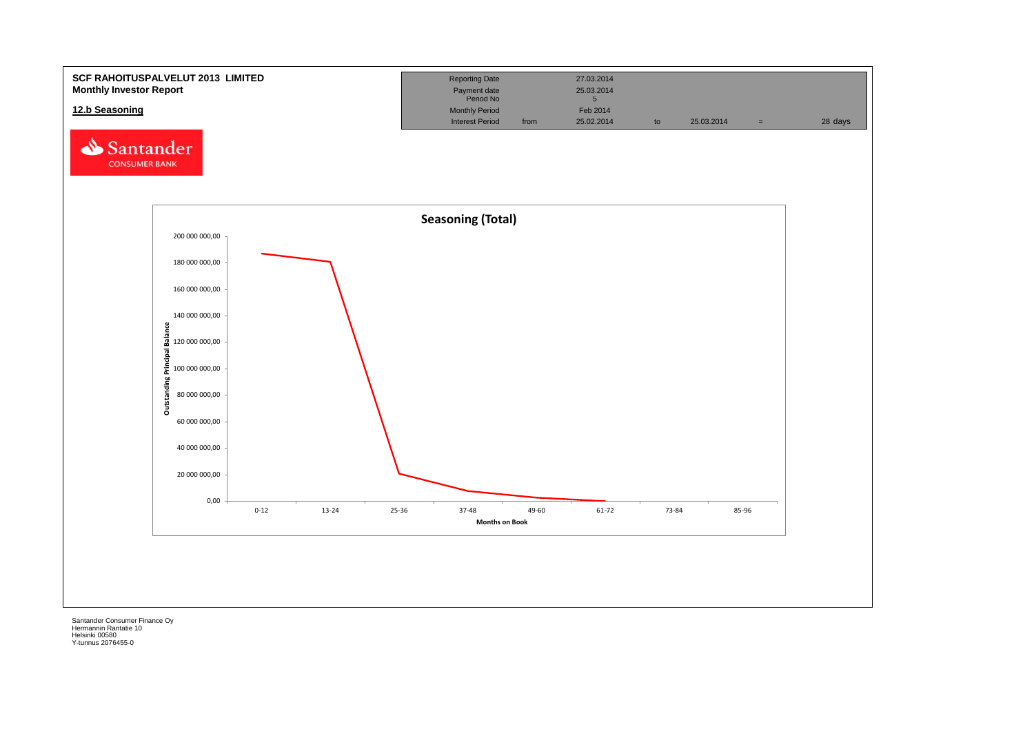**SCF RAHOITUSPALVELUT 2013 LIMITED**
**Monthly Investor Report**

## 12.b Seasoning

| Reporting Date | | 27.03.2014 | | | | |
|---|---|---|---|---|---|---|
| Payment date | | 25.03.2014 | | | | |
| Period No | | 5 | | | | |
| Monthly Period | | Feb 2014 | | | | |
| Interest Period | from | 25.02.2014 | to | 25.03.2014 | = | 28 days |

Santander CONSUMER BANK

**Seasoning (Total)**

Outstanding Principal Balance: 0,00 – 200 000 000,00

Months on Book: 0-12, 13-24, 25-36, 37-48, 49-60, 61-72, 73-84, 85-96

Santander Consumer Finance Oy
Hermannin Rantatie 10
Helsinki 00580
Y-tunnus 2076455-0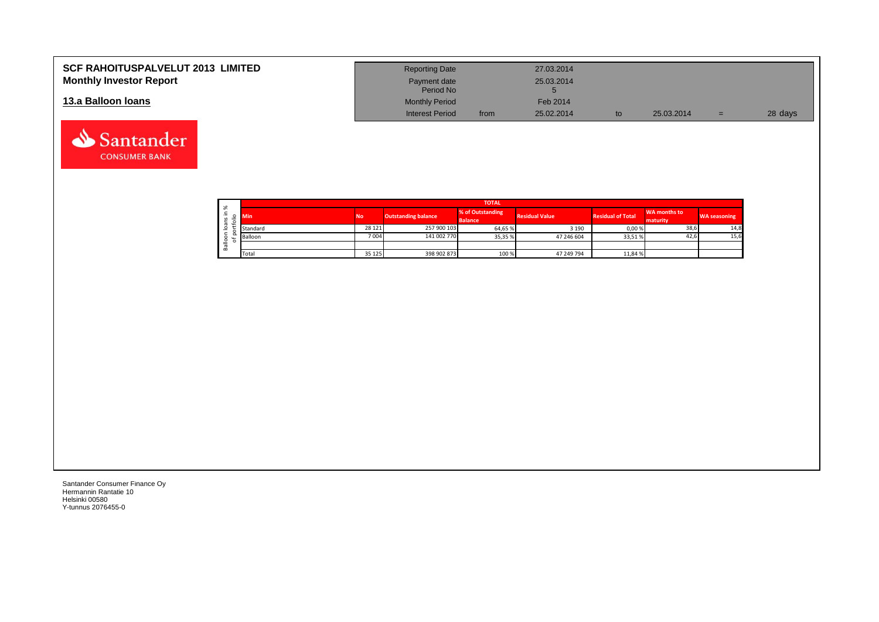# SCF RAHOITUSPALVELUT 2013 LIMITED
## Monthly Investor Report

## 13.a Balloon loans

| | | | | | |
|---|---|---|---|---|---|
| Reporting Date | | 27.03.2014 | | | |
| Payment date | | 25.03.2014 | | | |
| Period No | | 5 | | | |
| Monthly Period | | Feb 2014 | | | |
| Interest Period | from | 25.02.2014 | to | 25.03.2014 | = 28 days |

Balloon loans in % of portfolio

| TOTAL | | | | | | | |
|---|---|---|---|---|---|---|---|
| Min | No | Outstanding balance | % of Outstanding Balance | Residual Value | Residual of Total | WA months to maturity | WA seasoning |
| Standard | 28 121 | 257 900 103 | 64,65 % | 3 190 | 0,00 % | 38,6 | 14,8 |
| Balloon | 7 004 | 141 002 770 | 35,35 % | 47 246 604 | 33,51 % | 42,6 | 15,6 |
| | | | | | | | |
| Total | 35 125 | 398 902 873 | 100 % | 47 249 794 | 11,84 % | | |

Santander Consumer Finance Oy
Hermannin Rantatie 10
Helsinki 00580
Y-tunnus 2076455-0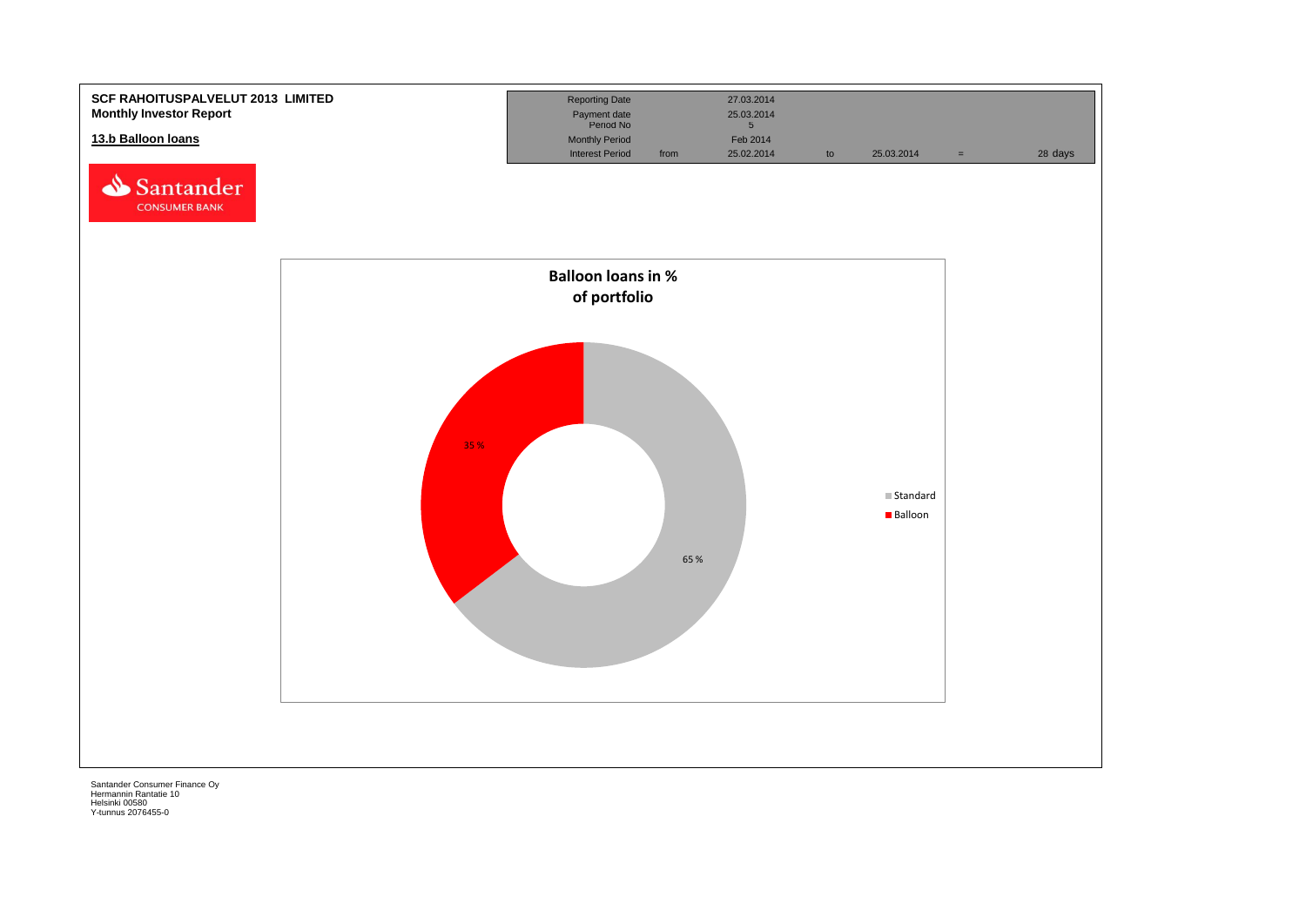**SCF RAHOITUSPALVELUT 2013 LIMITED**
**Monthly Investor Report**

**13.b Balloon loans**

| Reporting Date | | 27.03.2014 | | | | |
|---|---|---|---|---|---|---|
| Payment date | | 25.03.2014 | | | | |
| Period No | | 5 | | | | |
| Monthly Period | | Feb 2014 | | | | |
| Interest Period | from | 25.02.2014 | to | 25.03.2014 | = | 28 days |

**Balloon loans in % of portfolio**

| | % |
|---|---|
| Standard | 65 % |
| Balloon | 35 % |

Santander Consumer Finance Oy
Hermannin Rantatie 10
Helsinki 00580
Y-tunnus 2076455-0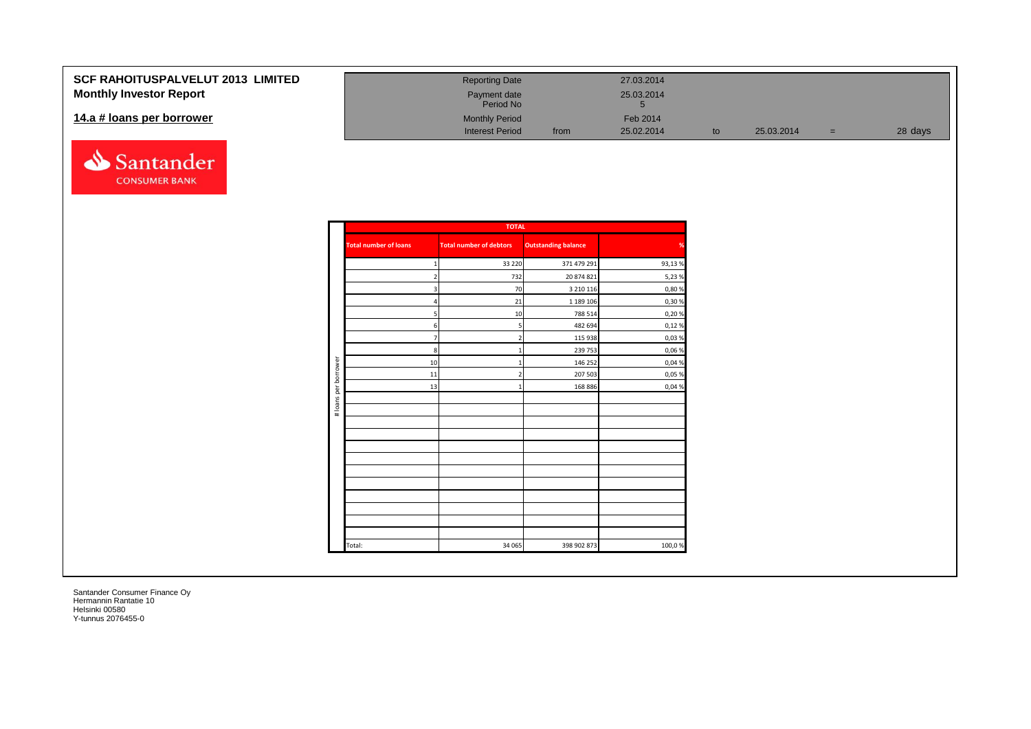# SCF RAHOITUSPALVELUT 2013 LIMITED
## Monthly Investor Report

### 14.a # loans per borrower

| | | | | | | |
|---|---|---|---|---|---|---|
| Reporting Date | | 27.03.2014 | | | | |
| Payment date | | 25.03.2014 | | | | |
| Period No | | 5 | | | | |
| Monthly Period | | Feb 2014 | | | | |
| Interest Period | from | 25.02.2014 | to | 25.03.2014 | = | 28 days |

Santander CONSUMER BANK

| | TOTAL | | | |
|---|---|---|---|---|
| | Total number of loans | Total number of debtors | Outstanding balance | % |
| # loans per borrower | 1 | 33 220 | 371 479 291 | 93,13 % |
| | 2 | 732 | 20 874 821 | 5,23 % |
| | 3 | 70 | 3 210 116 | 0,80 % |
| | 4 | 21 | 1 189 106 | 0,30 % |
| | 5 | 10 | 788 514 | 0,20 % |
| | 6 | 5 | 482 694 | 0,12 % |
| | 7 | 2 | 115 938 | 0,03 % |
| | 8 | 1 | 239 753 | 0,06 % |
| | 10 | 1 | 146 252 | 0,04 % |
| | 11 | 2 | 207 503 | 0,05 % |
| | 13 | 1 | 168 886 | 0,04 % |
| | Total: | 34 065 | 398 902 873 | 100,0 % |

Santander Consumer Finance Oy
Hermannin Rantatie 10
Helsinki 00580
Y-tunnus 2076455-0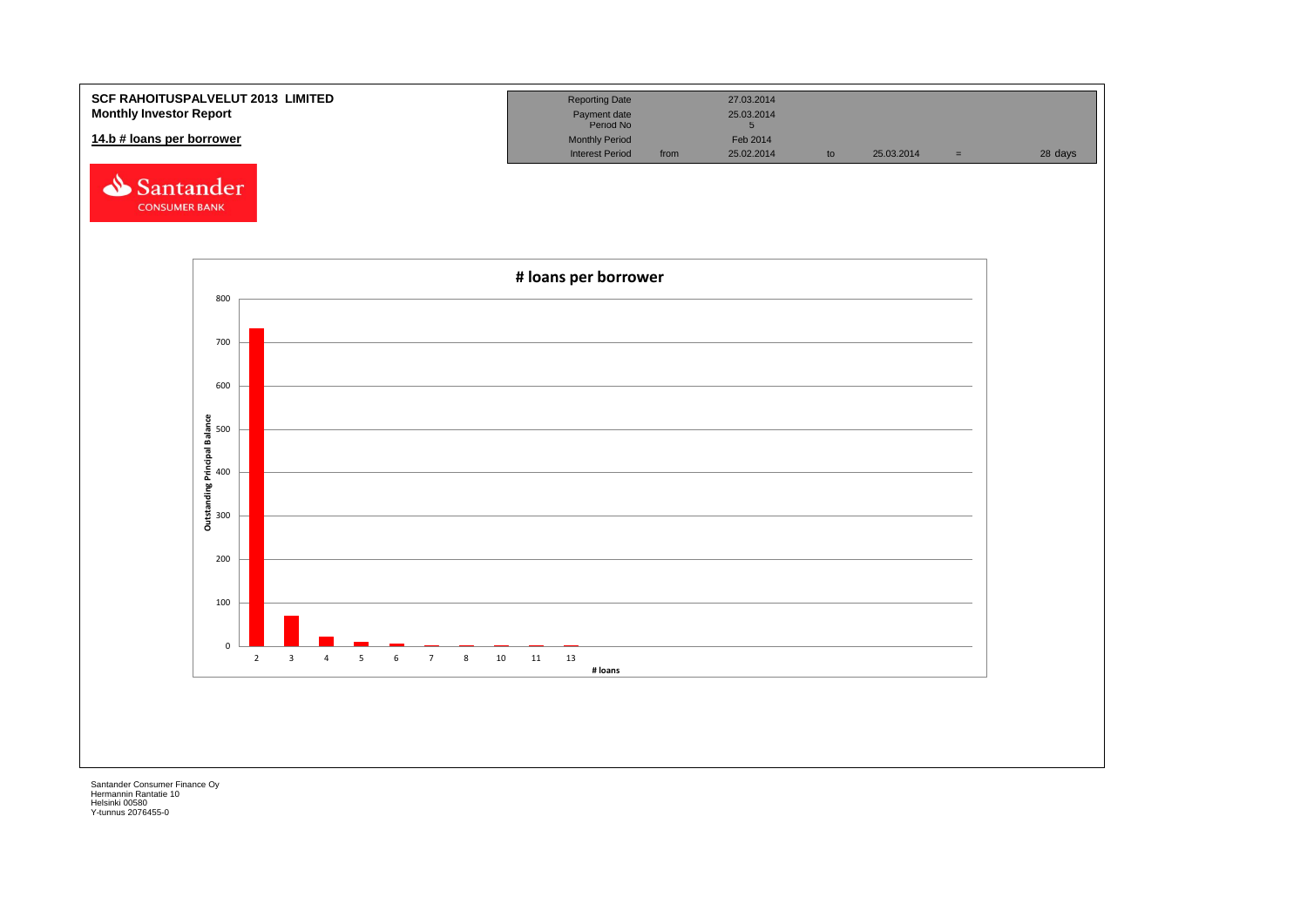**SCF RAHOITUSPALVELUT 2013 LIMITED**
**Monthly Investor Report**

**14.b # loans per borrower**

| Reporting Date | | 27.03.2014 | | | | |
|---|---|---|---|---|---|---|
| Payment date | | 25.03.2014 | | | | |
| Period No | | 5 | | | | |
| Monthly Period | | Feb 2014 | | | | |
| Interest Period | from | 25.02.2014 | to | 25.03.2014 | = | 28 days |

Santander CONSUMER BANK

# loans per borrower

Outstanding Principal Balance

# loans

Santander Consumer Finance Oy
Hermannin Rantatie 10
Helsinki 00580
Y-tunnus 2076455-0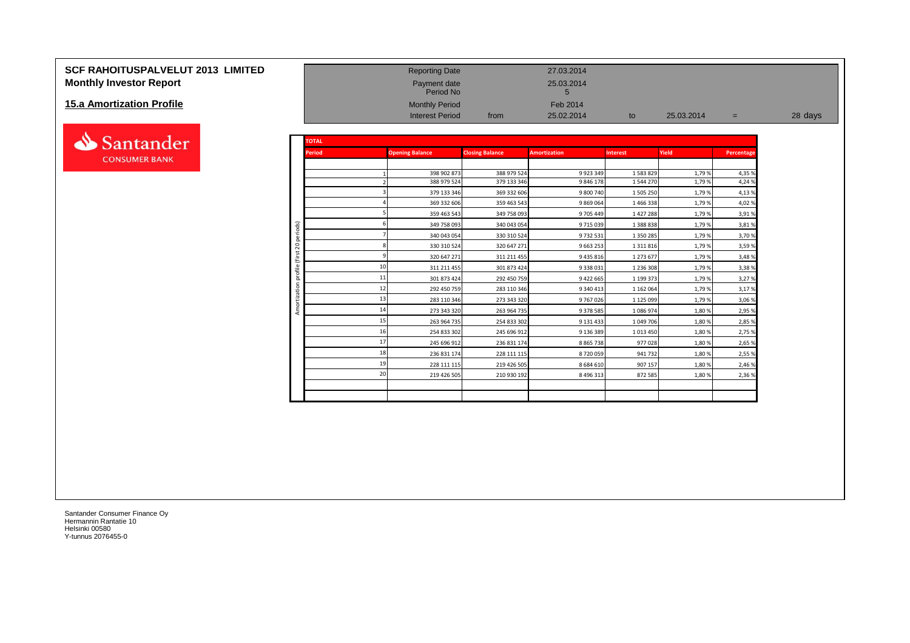# SCF RAHOITUSPALVELUT 2013 LIMITED
## Monthly Investor Report

## 15.a Amortization Profile

| | | | | | |
|---|---|---|---|---|---|
| Reporting Date | | 27.03.2014 | | | |
| Payment date | | 25.03.2014 | | | |
| Period No | | 5 | | | |
| Monthly Period | | Feb 2014 | | | |
| Interest Period | from | 25.02.2014 | to | 25.03.2014 | = 28 days |

**TOTAL** — Amortization profile (first 20 periods)

| Period | Opening Balance | Closing Balance | Amortization | Interest | Yield | Percentage |
|---|---|---|---|---|---|---|
| 1 | 398 902 873 | 388 979 524 | 9 923 349 | 1 583 829 | 1,79 % | 4,35 % |
| 2 | 388 979 524 | 379 133 346 | 9 846 178 | 1 544 270 | 1,79 % | 4,24 % |
| 3 | 379 133 346 | 369 332 606 | 9 800 740 | 1 505 250 | 1,79 % | 4,13 % |
| 4 | 369 332 606 | 359 463 543 | 9 869 064 | 1 466 338 | 1,79 % | 4,02 % |
| 5 | 359 463 543 | 349 758 093 | 9 705 449 | 1 427 288 | 1,79 % | 3,91 % |
| 6 | 349 758 093 | 340 043 054 | 9 715 039 | 1 388 838 | 1,79 % | 3,81 % |
| 7 | 340 043 054 | 330 310 524 | 9 732 531 | 1 350 285 | 1,79 % | 3,70 % |
| 8 | 330 310 524 | 320 647 271 | 9 663 253 | 1 311 816 | 1,79 % | 3,59 % |
| 9 | 320 647 271 | 311 211 455 | 9 435 816 | 1 273 677 | 1,79 % | 3,48 % |
| 10 | 311 211 455 | 301 873 424 | 9 338 031 | 1 236 308 | 1,79 % | 3,38 % |
| 11 | 301 873 424 | 292 450 759 | 9 422 665 | 1 199 373 | 1,79 % | 3,27 % |
| 12 | 292 450 759 | 283 110 346 | 9 340 413 | 1 162 064 | 1,79 % | 3,17 % |
| 13 | 283 110 346 | 273 343 320 | 9 767 026 | 1 125 099 | 1,79 % | 3,06 % |
| 14 | 273 343 320 | 263 964 735 | 9 378 585 | 1 086 974 | 1,80 % | 2,95 % |
| 15 | 263 964 735 | 254 833 302 | 9 131 433 | 1 049 706 | 1,80 % | 2,85 % |
| 16 | 254 833 302 | 245 696 912 | 9 136 389 | 1 013 450 | 1,80 % | 2,75 % |
| 17 | 245 696 912 | 236 831 174 | 8 865 738 | 977 028 | 1,80 % | 2,65 % |
| 18 | 236 831 174 | 228 111 115 | 8 720 059 | 941 732 | 1,80 % | 2,55 % |
| 19 | 228 111 115 | 219 426 505 | 8 684 610 | 907 157 | 1,80 % | 2,46 % |
| 20 | 219 426 505 | 210 930 192 | 8 496 313 | 872 585 | 1,80 % | 2,36 % |

Santander Consumer Finance Oy
Hermannin Rantatie 10
Helsinki 00580
Y-tunnus 2076455-0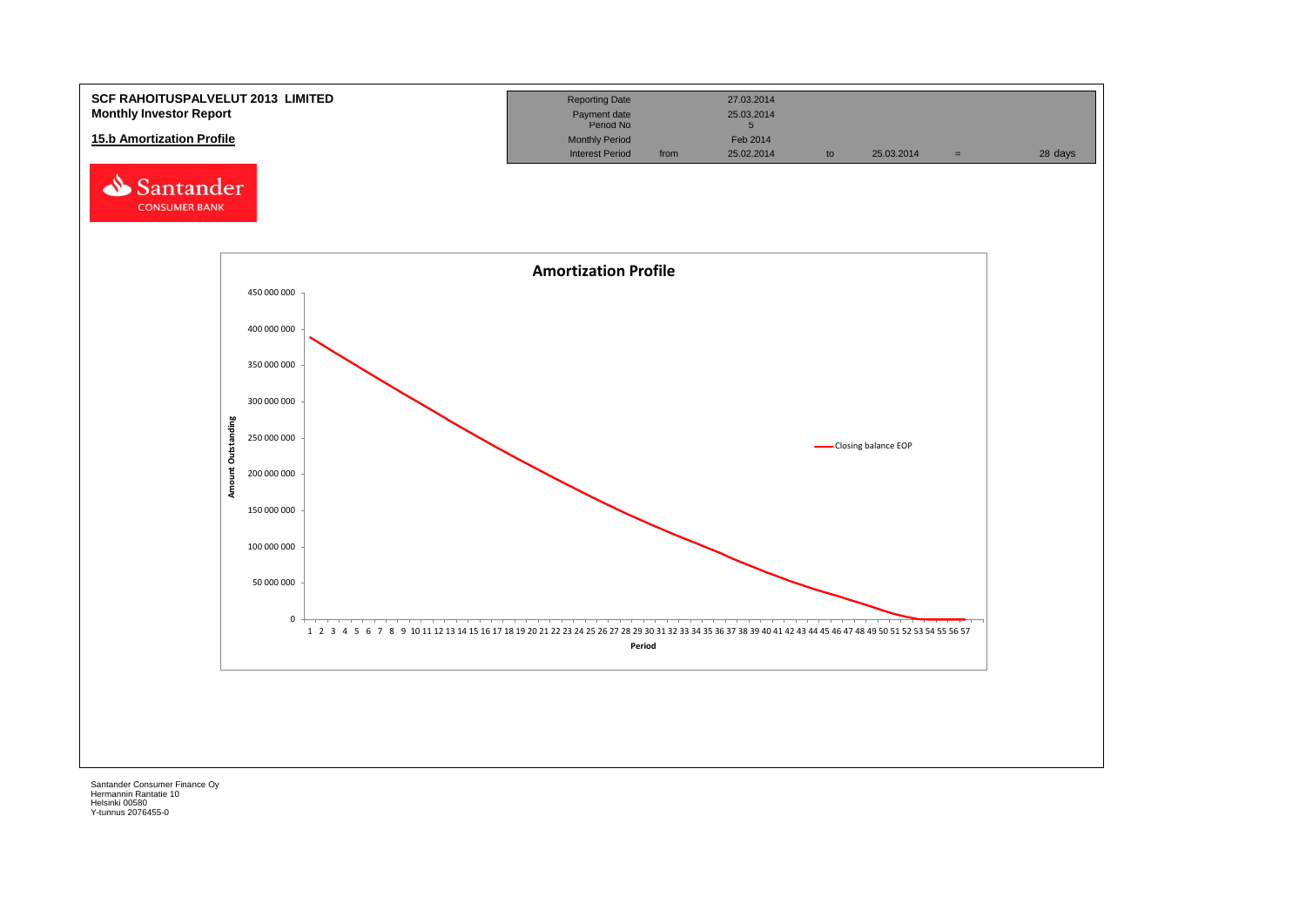**SCF RAHOITUSPALVELUT 2013 LIMITED**
**Monthly Investor Report**

| Reporting Date | | 27.03.2014 | | | | |
|---|---|---|---|---|---|---|
| Payment date | | 25.03.2014 | | | | |
| Period No | | 5 | | | | |
| Monthly Period | | Feb 2014 | | | | |
| Interest Period | from | 25.02.2014 | to | 25.03.2014 | = | 28 days |

**15.b Amortization Profile**

Santander CONSUMER BANK

**Amortization Profile**

Amount Outstanding: 0, 50 000 000, 100 000 000, 150 000 000, 200 000 000, 250 000 000, 300 000 000, 350 000 000, 400 000 000, 450 000 000

Period: 1 2 3 4 5 6 7 8 9 10 11 12 13 14 15 16 17 18 19 20 21 22 23 24 25 26 27 28 29 30 31 32 33 34 35 36 37 38 39 40 41 42 43 44 45 46 47 48 49 50 51 52 53 54 55 56 57

Closing balance EOP

Santander Consumer Finance Oy
Hermannin Rantatie 10
Helsinki 00580
Y-tunnus 2076455-0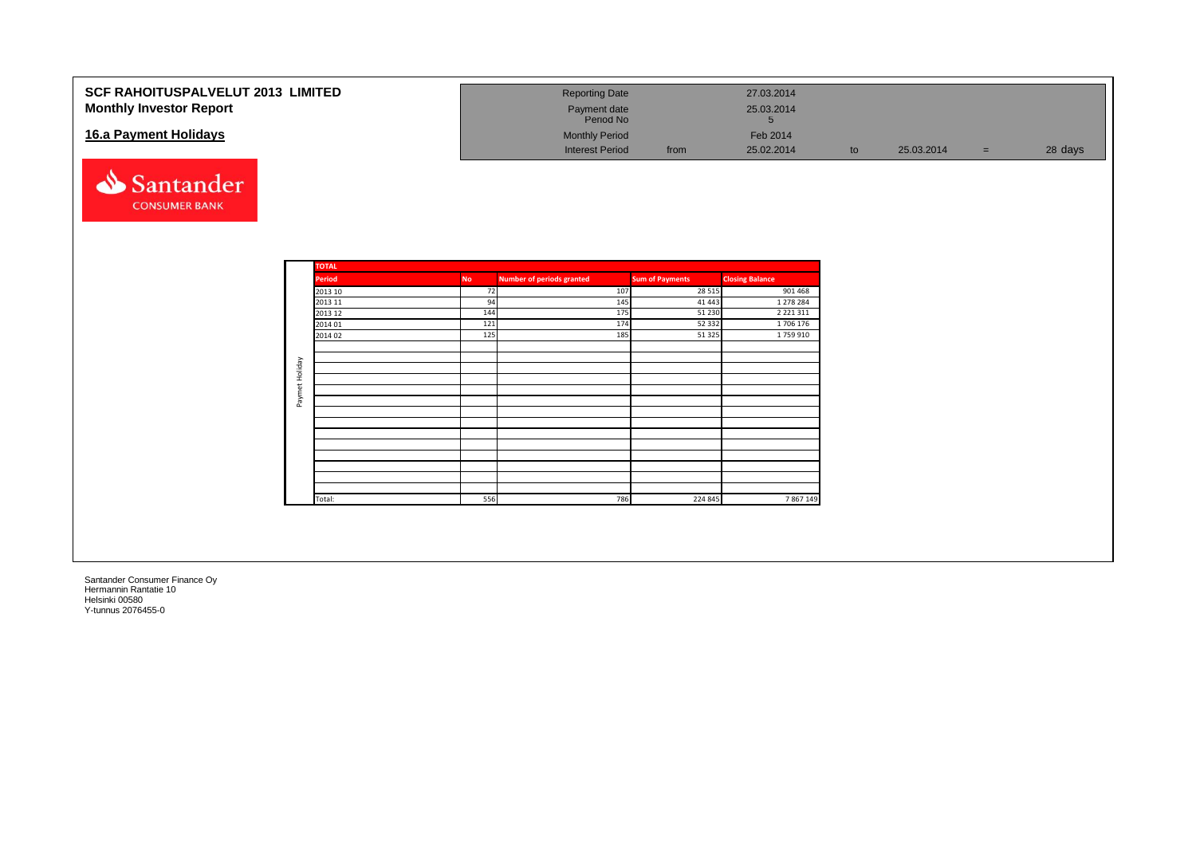# SCF RAHOITUSPALVELUT 2013 LIMITED
## Monthly Investor Report

| Reporting Date | | 27.03.2014 | | | | |
|---|---|---|---|---|---|---|
| Payment date | | 25.03.2014 | | | | |
| Period No | | 5 | | | | |
| Monthly Period | | Feb 2014 | | | | |
| Interest Period | from | 25.02.2014 | to | 25.03.2014 | = | 28 days |

## 16.a Payment Holidays

**TOTAL** (Paymet Holiday)

| Period | No | Number of periods granted | Sum of Payments | Closing Balance |
|---|---|---|---|---|
| 2013 10 | 72 | 107 | 28 515 | 901 468 |
| 2013 11 | 94 | 145 | 41 443 | 1 278 284 |
| 2013 12 | 144 | 175 | 51 230 | 2 221 311 |
| 2014 01 | 121 | 174 | 52 332 | 1 706 176 |
| 2014 02 | 125 | 185 | 51 325 | 1 759 910 |
| Total: | 556 | 786 | 224 845 | 7 867 149 |

Santander Consumer Finance Oy
Hermannin Rantatie 10
Helsinki 00580
Y-tunnus 2076455-0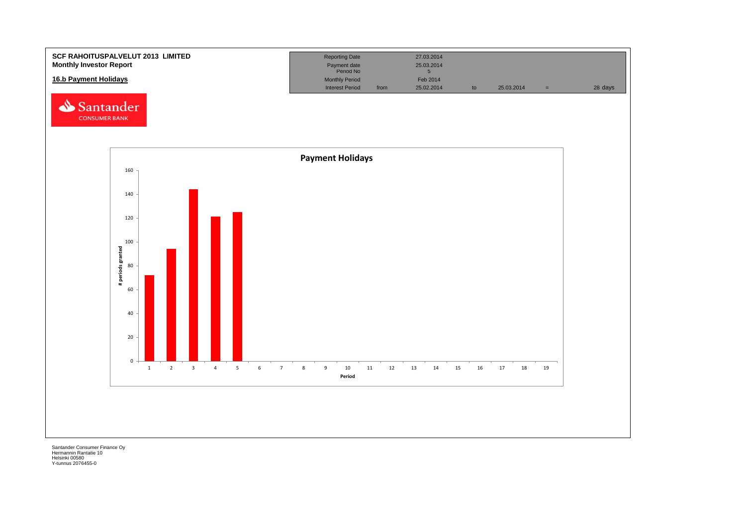**SCF RAHOITUSPALVELUT 2013 LIMITED**
**Monthly Investor Report**

**16.b Payment Holidays**

| Reporting Date | | 27.03.2014 | | | | |
|---|---|---|---|---|---|---|
| Payment date | | 25.03.2014 | | | | |
| Period No | | 5 | | | | |
| Monthly Period | | Feb 2014 | | | | |
| Interest Period | from | 25.02.2014 | to | 25.03.2014 | = | 28 days |

Payment Holidays

| Period | # periods granted |
|---|---|
| 1 | 72 |
| 2 | 94 |
| 3 | 144 |
| 4 | 121 |
| 5 | 125 |

Santander Consumer Finance Oy
Hermannin Rantatie 10
Helsinki 00580
Y-tunnus 2076455-0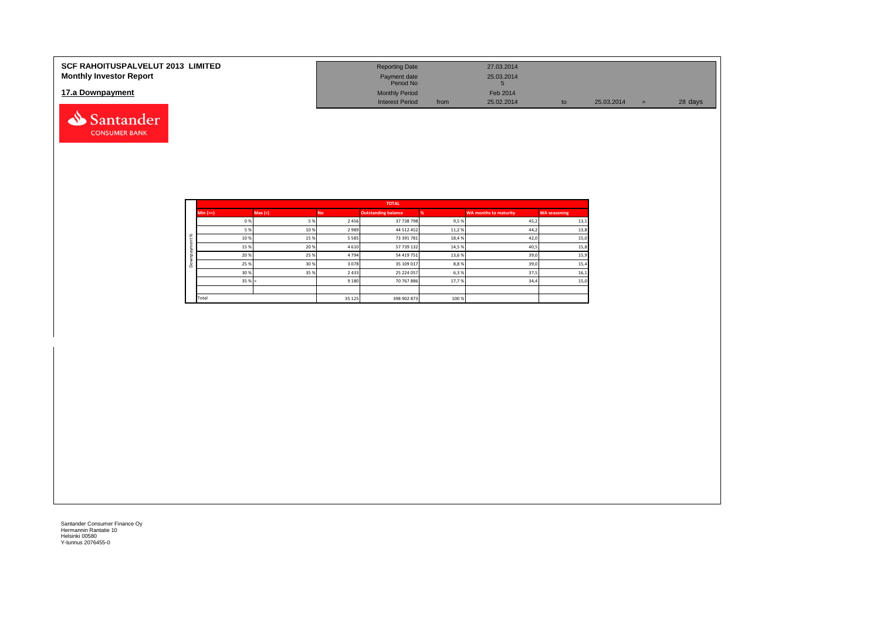**SCF RAHOITUSPALVELUT 2013 LIMITED**
**Monthly Investor Report**

**17.a Downpayment**

| | | | | | | |
|---|---|---|---|---|---|---|
| Reporting Date | | 27.03.2014 | | | | |
| Payment date | | 25.03.2014 | | | | |
| Period No | | 5 | | | | |
| Monthly Period | | Feb 2014 | | | | |
| Interest Period | from | 25.02.2014 | to | 25.03.2014 | = | 28 days |

| | TOTAL | | | | | | |
|---|---|---|---|---|---|---|---|
| | Min (>=) | Max (<) | No | Outstanding balance | % | WA months to maturity | WA seasoning |
| Downpayment % | 0 % | 5 % | 2 456 | 37 738 798 | 9,5 % | 45,2 | 13,1 |
| | 5 % | 10 % | 2 989 | 44 512 452 | 11,2 % | 44,2 | 13,8 |
| | 10 % | 15 % | 5 585 | 73 391 781 | 18,4 % | 42,0 | 15,0 |
| | 15 % | 20 % | 4 610 | 57 739 132 | 14,5 % | 40,5 | 15,8 |
| | 20 % | 25 % | 4 794 | 54 419 751 | 13,6 % | 39,0 | 15,9 |
| | 25 % | 30 % | 3 078 | 35 109 017 | 8,8 % | 39,0 | 15,4 |
| | 30 % | 35 % | 2 433 | 25 224 057 | 6,3 % | 37,5 | 16,1 |
| | 35 % | > | 9 180 | 70 767 886 | 17,7 % | 34,4 | 15,0 |
| | | | | | | | |
| | Total | | 35 125 | 398 902 873 | 100 % | | |

Santander Consumer Finance Oy
Hermannin Rantatie 10
Helsinki 00580
Y-tunnus 2076455-0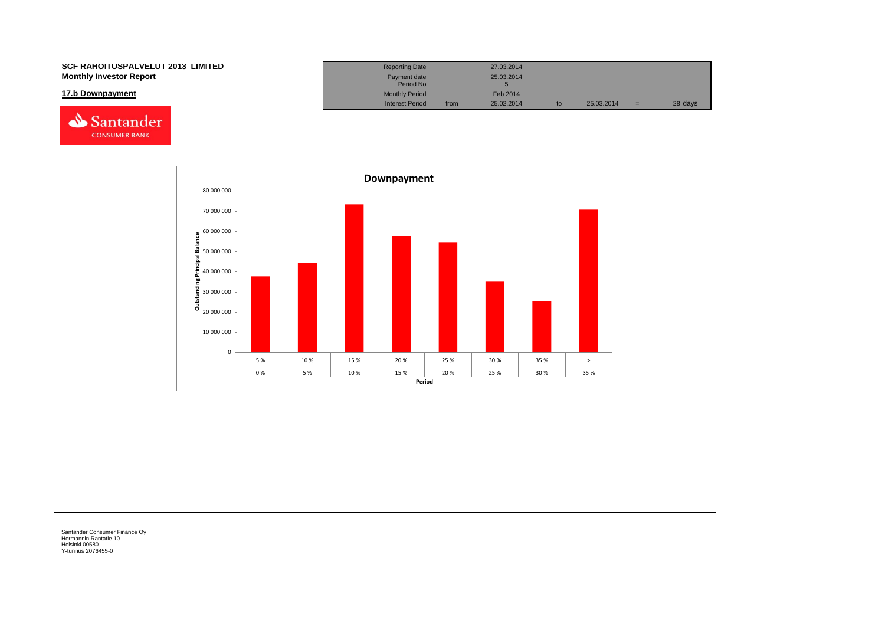**SCF RAHOITUSPALVELUT 2013 LIMITED**
**Monthly Investor Report**

**17.b Downpayment**

| Reporting Date | | 27.03.2014 | | | | |
|---|---|---|---|---|---|---|
| Payment date | | 25.03.2014 | | | | |
| Period No | | 5 | | | | |
| Monthly Period | | Feb 2014 | | | | |
| Interest Period | from | 25.02.2014 | to | 25.03.2014 | = | 28 days |

**Downpayment**

Outstanding Principal Balance

| Period | Outstanding Principal Balance (approx.) |
|---|---|
| 0 % - 5 % | 37 700 000 |
| 5 % - 10 % | 44 500 000 |
| 10 % - 15 % | 73 400 000 |
| 15 % - 20 % | 57 700 000 |
| 20 % - 25 % | 54 400 000 |
| 25 % - 30 % | 35 100 000 |
| 30 % - 35 % | 25 300 000 |
| > 35 % | 70 700 000 |

Santander Consumer Finance Oy
Hermannin Rantatie 10
Helsinki 00580
Y-tunnus 2076455-0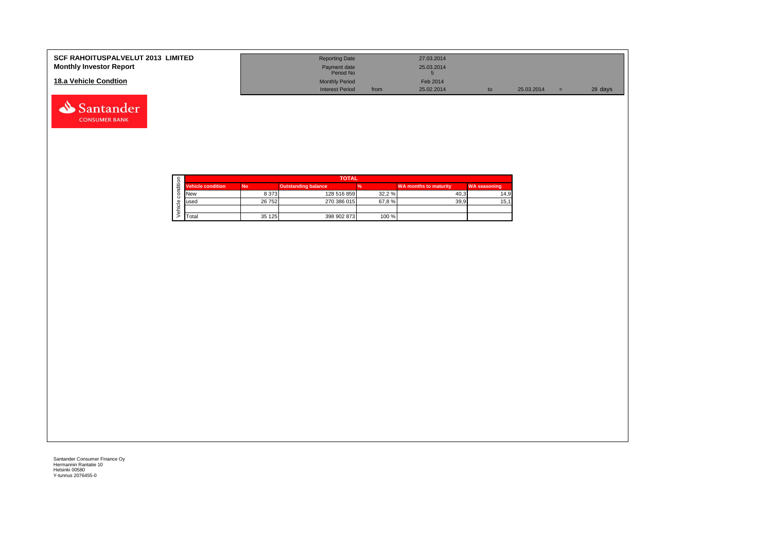**SCF RAHOITUSPALVELUT 2013 LIMITED**
**Monthly Investor Report**

## 18.a Vehicle Condtion

| | | | | | |
|---|---|---|---|---|---|
| Reporting Date | | 27.03.2014 | | | |
| Payment date | | 25.03.2014 | | | |
| Period No | | 5 | | | |
| Monthly Period | | Feb 2014 | | | |
| Interest Period | from | 25.02.2014 | to | 25.03.2014 = | 28 days |

| TOTAL | | | | | |
|---|---|---|---|---|---|
| **Vehicle condition** | **No** | **Outstanding balance** | **%** | **WA months to maturity** | **WA seasoning** |
| New | 8 373 | 128 516 859 | 32,2 % | 40,3 | 14,9 |
| used | 26 752 | 270 386 015 | 67,8 % | 39,9 | 15,1 |
| | | | | | |
| Total | 35 125 | 398 902 873 | 100 % | | |

Santander Consumer Finance Oy
Hermannin Rantatie 10
Helsinki 00580
Y-tunnus 2076455-0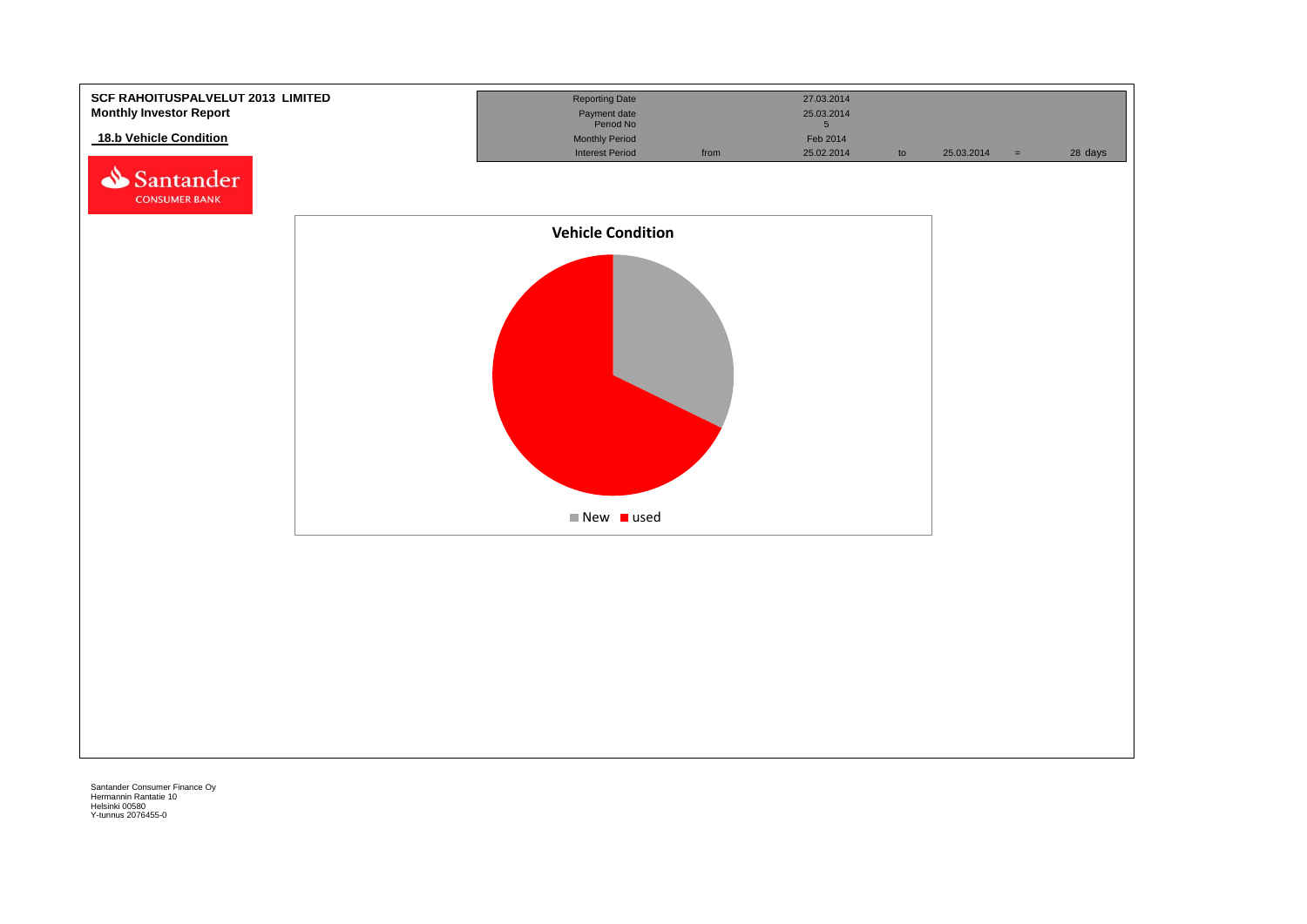**SCF RAHOITUSPALVELUT 2013 LIMITED**
**Monthly Investor Report**

## 18.b Vehicle Condition

| | | | | | | |
|---|---|---|---|---|---|---|
| Reporting Date | | 27.03.2014 | | | | |
| Payment date | | 25.03.2014 | | | | |
| Period No | | 5 | | | | |
| Monthly Period | | Feb 2014 | | | | |
| Interest Period | from | 25.02.2014 | to | 25.03.2014 | = | 28 days |

**Vehicle Condition**

New | used

Santander Consumer Finance Oy
Hermannin Rantatie 10
Helsinki 00580
Y-tunnus 2076455-0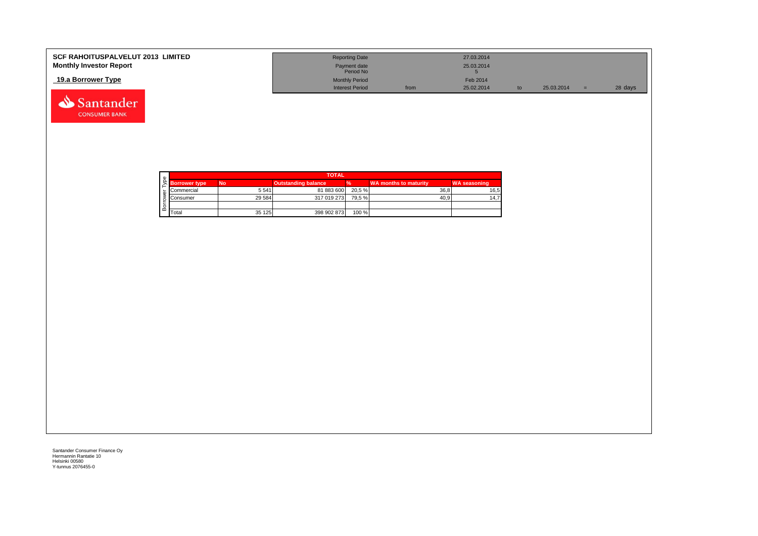**SCF RAHOITUSPALVELUT 2013 LIMITED**
**Monthly Investor Report**

## 19.a Borrower Type

| | | | | | |
|---|---|---|---|---|---|
| Reporting Date | | 27.03.2014 | | | |
| Payment date Period No | | 25.03.2014 5 | | | |
| Monthly Period | | Feb 2014 | | | |
| Interest Period | from | 25.02.2014 | to | 25.03.2014 = | 28 days |

| TOTAL | | | | | |
|---|---|---|---|---|---|
| **Borrower type** | **No** | **Outstanding balance** | **%** | **WA months to maturity** | **WA seasoning** |
| Commercial | 5 541 | 81 883 600 | 20,5 % | 36,8 | 16,5 |
| Consumer | 29 584 | 317 019 273 | 79,5 % | 40,9 | 14,7 |
| | | | | | |
| Total | 35 125 | 398 902 873 | 100 % | | |

Santander Consumer Finance Oy
Hermannin Rantatie 10
Helsinki 00580
Y-tunnus 2076455-0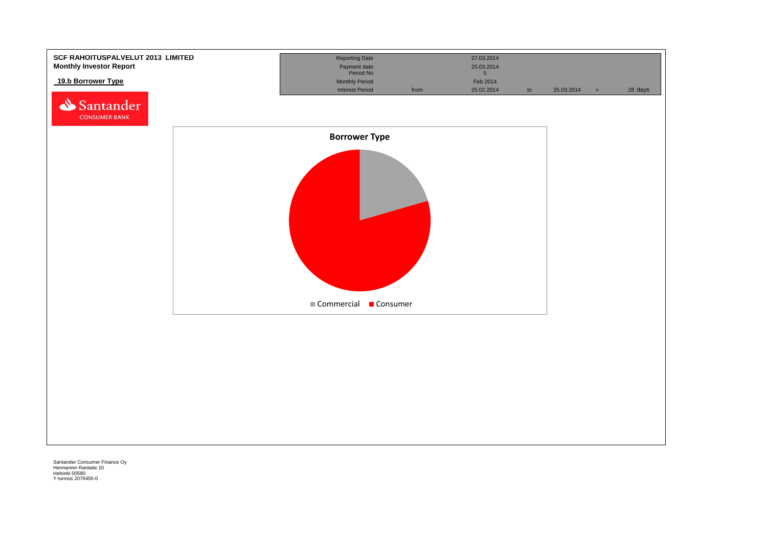**SCF RAHOITUSPALVELUT 2013 LIMITED**
**Monthly Investor Report**

**19.b Borrower Type**

| | | | | | | |
|---|---|---|---|---|---|---|
| Reporting Date | | 27.03.2014 | | | | |
| Payment date | | 25.03.2014 | | | | |
| Period No | | 5 | | | | |
| Monthly Period | | Feb 2014 | | | | |
| Interest Period | from | 25.02.2014 | to | 25.03.2014 | = | 28 days |

**Borrower Type**

Commercial | Consumer

Santander Consumer Finance Oy
Hermannin Rantatie 10
Helsinki 00580
Y-tunnus 2076455-0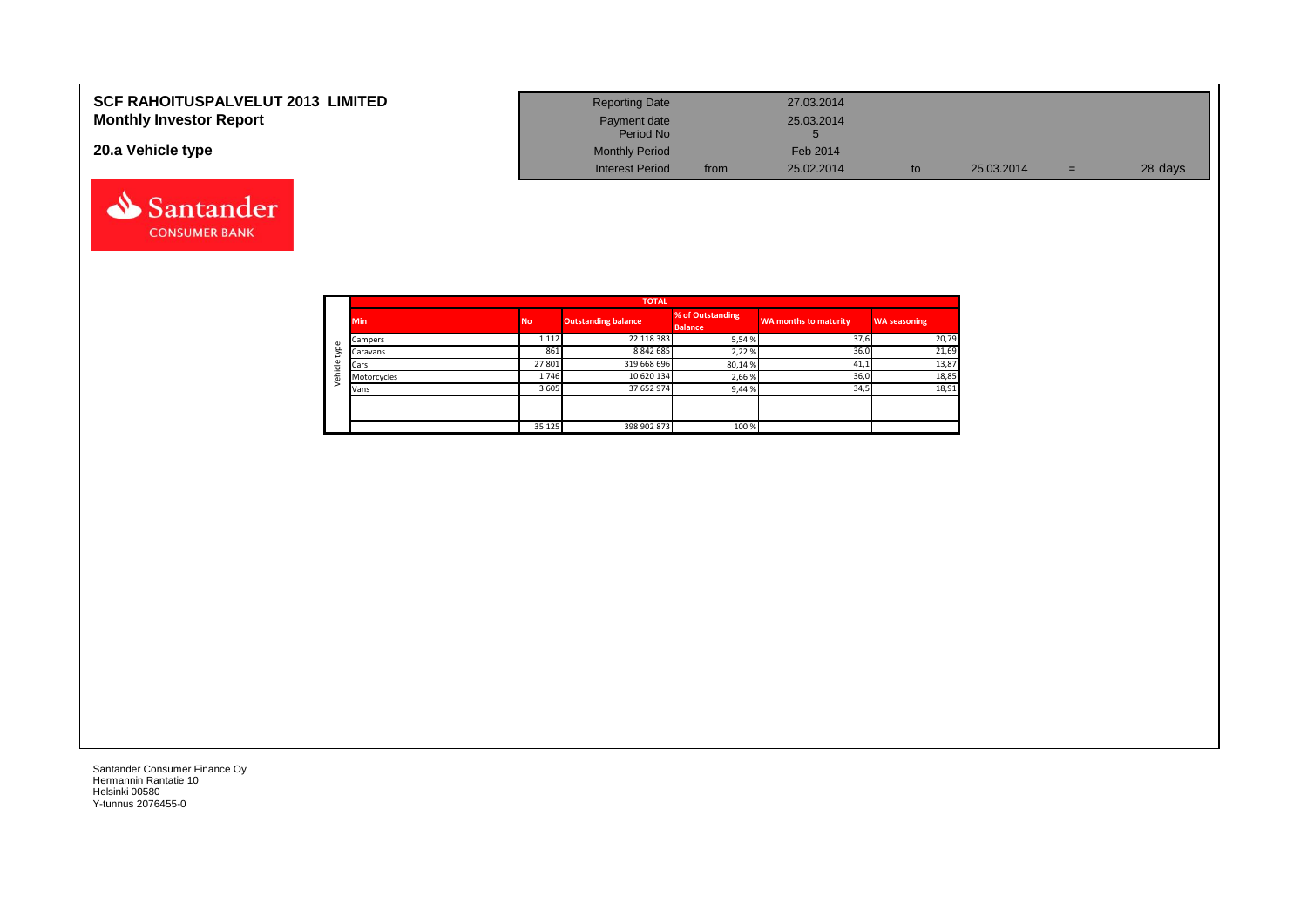**SCF RAHOITUSPALVELUT 2013 LIMITED**
**Monthly Investor Report**

## 20.a Vehicle type

| Reporting Date | | 27.03.2014 | | | | |
|---|---|---|---|---|---|---|
| Payment date Period No | | 25.03.2014 5 | | | | |
| Monthly Period | | Feb 2014 | | | | |
| Interest Period | from | 25.02.2014 | to | 25.03.2014 | = | 28 days |

| | TOTAL | | | | | |
|---|---|---|---|---|---|---|
| | Min | No | Outstanding balance | % of Outstanding Balance | WA months to maturity | WA seasoning |
| Vehicle type | Campers | 1 112 | 22 118 383 | 5,54 % | 37,6 | 20,79 |
| | Caravans | 861 | 8 842 685 | 2,22 % | 36,0 | 21,69 |
| | Cars | 27 801 | 319 668 696 | 80,14 % | 41,1 | 13,87 |
| | Motorcycles | 1 746 | 10 620 134 | 2,66 % | 36,0 | 18,85 |
| | Vans | 3 605 | 37 652 974 | 9,44 % | 34,5 | 18,91 |
| | | | | | | |
| | | | | | | |
| | | 35 125 | 398 902 873 | 100 % | | |

Santander Consumer Finance Oy
Hermannin Rantatie 10
Helsinki 00580
Y-tunnus 2076455-0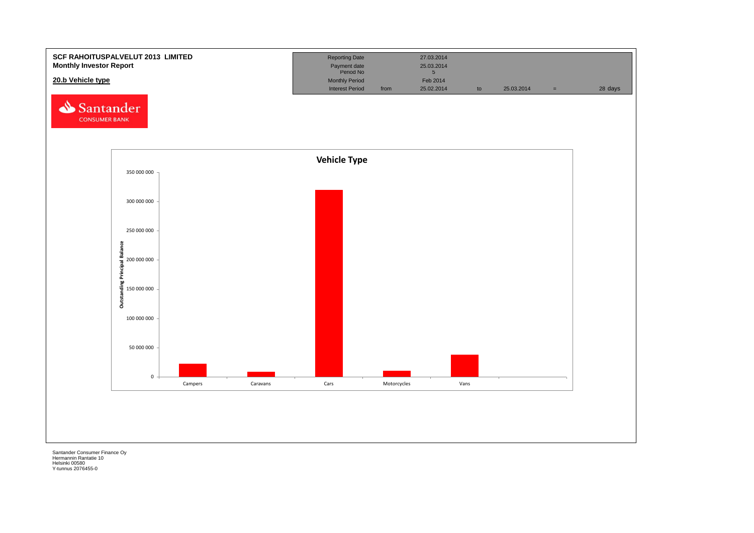**SCF RAHOITUSPALVELUT 2013 LIMITED**
**Monthly Investor Report**

**20.b Vehicle type**

| Reporting Date | | 27.03.2014 | | | | |
|---|---|---|---|---|---|---|
| Payment date | | 25.03.2014 | | | | |
| Period No | | 5 | | | | |
| Monthly Period | | Feb 2014 | | | | |
| Interest Period | from | 25.02.2014 | to | 25.03.2014 | = | 28 days |

Santander CONSUMER BANK

**Vehicle Type**

Outstanding Principal Balance

350 000 000
300 000 000
250 000 000
200 000 000
150 000 000
100 000 000
50 000 000
0

Campers | Caravans | Cars | Motorcycles | Vans

Santander Consumer Finance Oy
Hermannin Rantatie 10
Helsinki 00580
Y-tunnus 2076455-0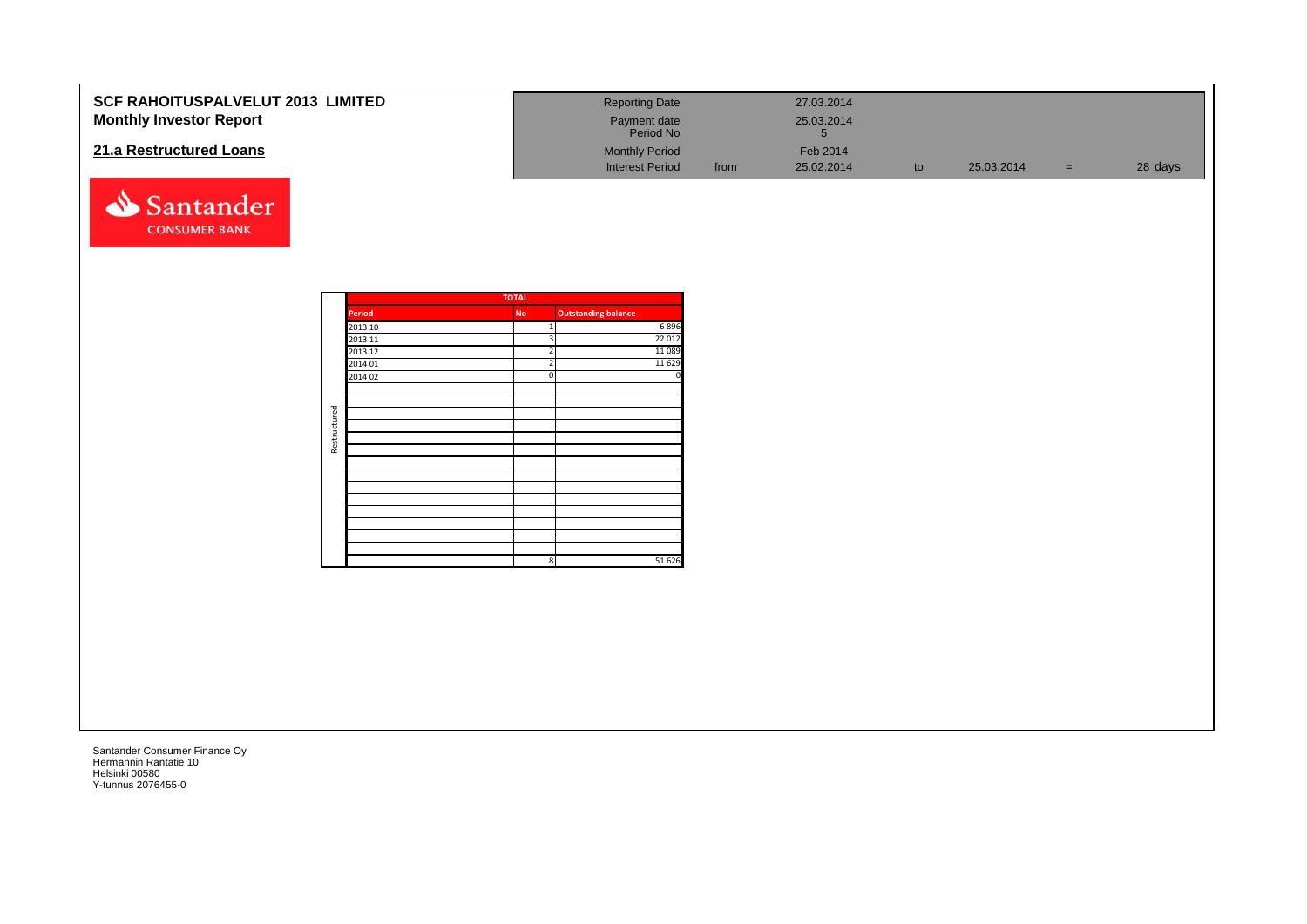**SCF RAHOITUSPALVELUT 2013 LIMITED**
**Monthly Investor Report**

## 21.a Restructured Loans

| | | | | | | |
|---|---|---|---|---|---|---|
| Reporting Date | | 27.03.2014 | | | | |
| Payment date | | 25.03.2014 | | | | |
| Period No | | 5 | | | | |
| Monthly Period | | Feb 2014 | | | | |
| Interest Period | from | 25.02.2014 | to | 25.03.2014 | = | 28 days |

| | TOTAL | | |
|---|---|---|---|
| | Period | No | Outstanding balance |
| Restructured | 2013 10 | 1 | 6 896 |
| | 2013 11 | 3 | 22 012 |
| | 2013 12 | 2 | 11 089 |
| | 2014 01 | 2 | 11 629 |
| | 2014 02 | 0 | 0 |
| | | 8 | 51 626 |

Santander Consumer Finance Oy
Hermannin Rantatie 10
Helsinki 00580
Y-tunnus 2076455-0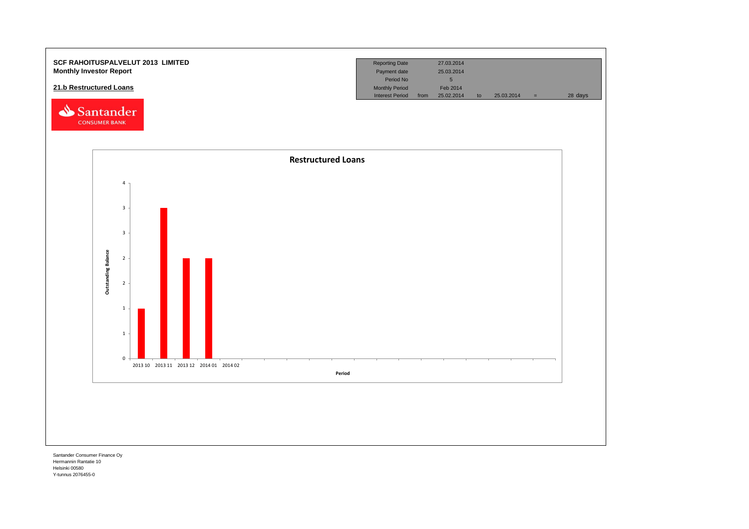**SCF RAHOITUSPALVELUT 2013 LIMITED**
**Monthly Investor Report**

**21.b Restructured Loans**

| Reporting Date | | 27.03.2014 | | | | |
|---|---|---|---|---|---|---|
| Payment date | | 25.03.2014 | | | | |
| Period No | | 5 | | | | |
| Monthly Period | | Feb 2014 | | | | |
| Interest Period | from | 25.02.2014 | to | 25.03.2014 | = | 28 days |

**Restructured Loans**

Outstanding Balance

4
3
3
2
2
1
1
0

2013 10 2013 11 2013 12 2014 01 2014 02

Period

Santander Consumer Finance Oy
Hermannin Rantatie 10
Helsinki 00580
Y-tunnus 2076455-0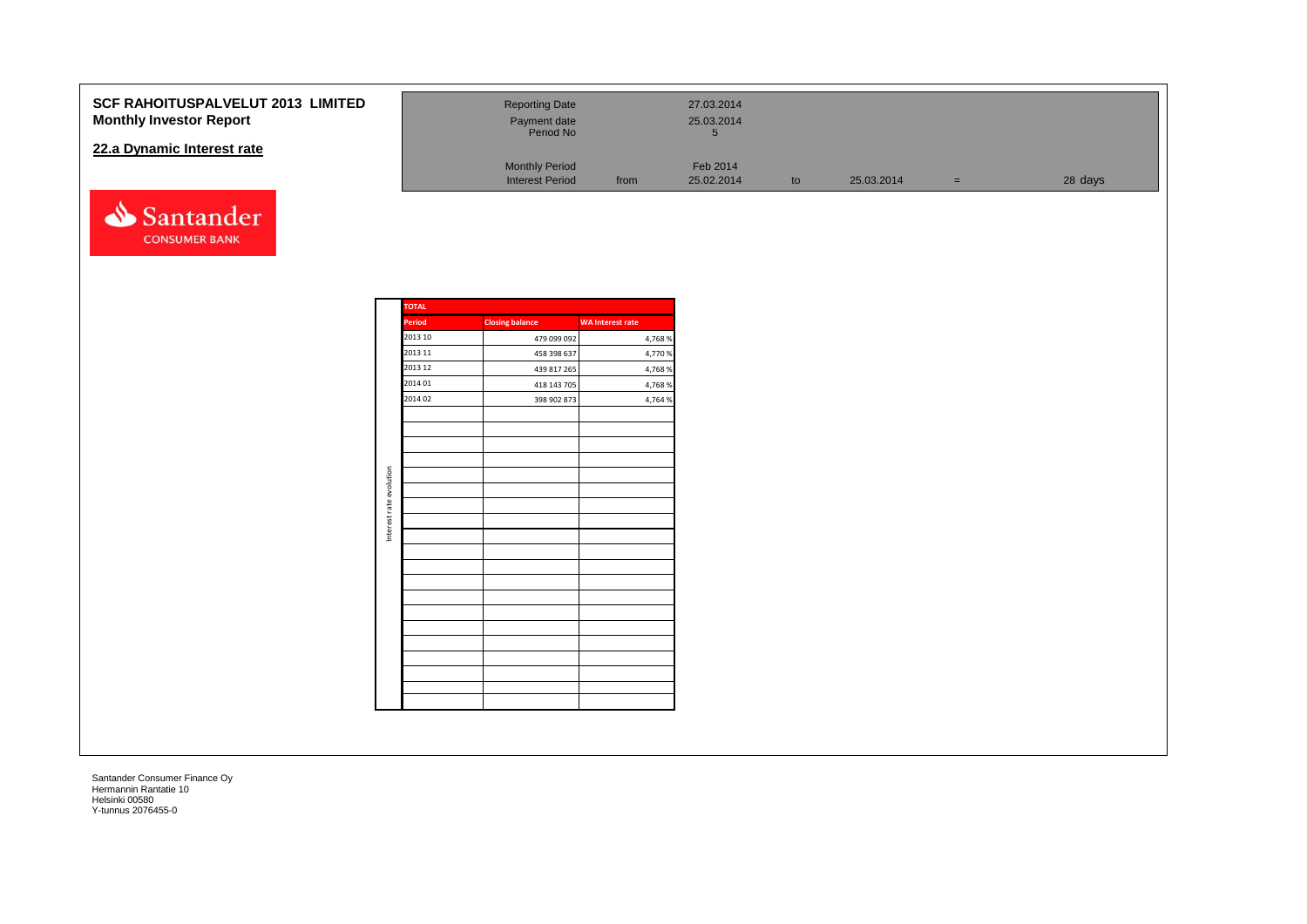**SCF RAHOITUSPALVELUT 2013 LIMITED**
**Monthly Investor Report**

## 22.a Dynamic Interest rate

| | | | | | | |
|---|---|---|---|---|---|---|
| Reporting Date | | 27.03.2014 | | | | |
| Payment date | | 25.03.2014 | | | | |
| Period No | | 5 | | | | |
| Monthly Period | | Feb 2014 | | | | |
| Interest Period | from | 25.02.2014 | to | 25.03.2014 | = | 28 days |

Santander CONSUMER BANK

Interest rate evolution

| TOTAL | | |
|---|---|---|
| Period | Closing balance | WA Interest rate |
| 2013 10 | 479 099 092 | 4,768 % |
| 2013 11 | 458 398 637 | 4,770 % |
| 2013 12 | 439 817 265 | 4,768 % |
| 2014 01 | 418 143 705 | 4,768 % |
| 2014 02 | 398 902 873 | 4,764 % |

Santander Consumer Finance Oy
Hermannin Rantatie 10
Helsinki 00580
Y-tunnus 2076455-0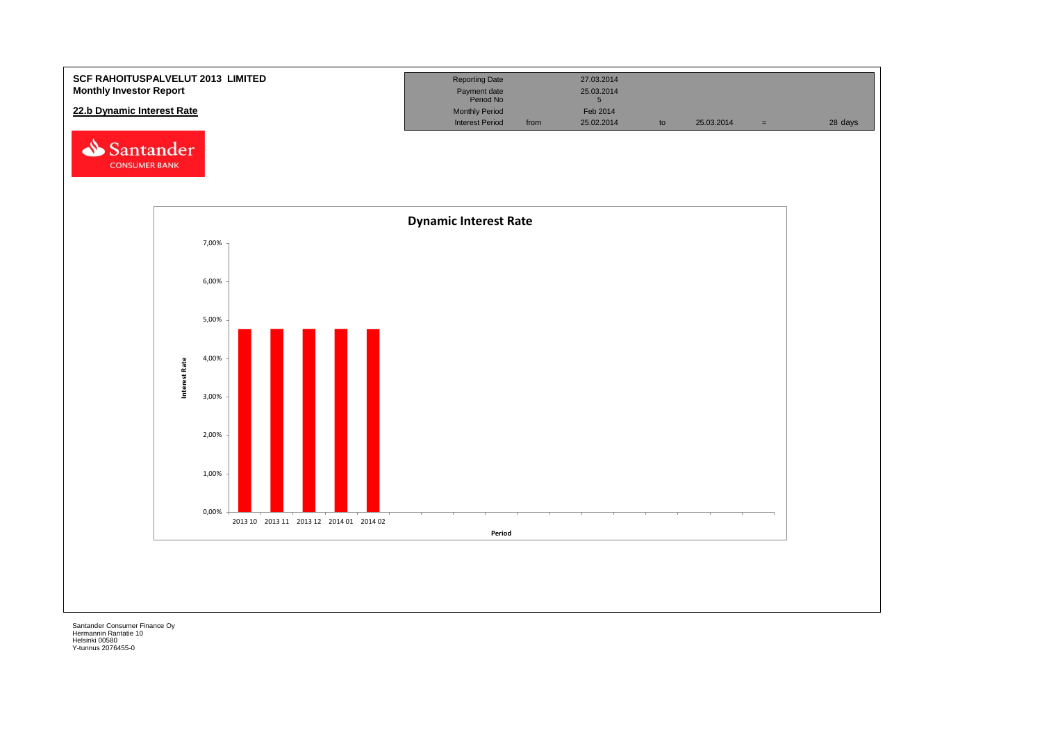**SCF RAHOITUSPALVELUT 2013 LIMITED**
**Monthly Investor Report**

## 22.b Dynamic Interest Rate

| Reporting Date | | 27.03.2014 | | | | |
|---|---|---|---|---|---|---|
| Payment date | | 25.03.2014 | | | | |
| Period No | | 5 | | | | |
| Monthly Period | | Feb 2014 | | | | |
| Interest Period | from | 25.02.2014 | to | 25.03.2014 | = | 28 days |

Santander CONSUMER BANK

**Dynamic Interest Rate**

Interest Rate

7,00%
6,00%
5,00%
4,00%
3,00%
2,00%
1,00%
0,00%

2013 10 2013 11 2013 12 2014 01 2014 02

Period

Santander Consumer Finance Oy
Hermannin Rantatie 10
Helsinki 00580
Y-tunnus 2076455-0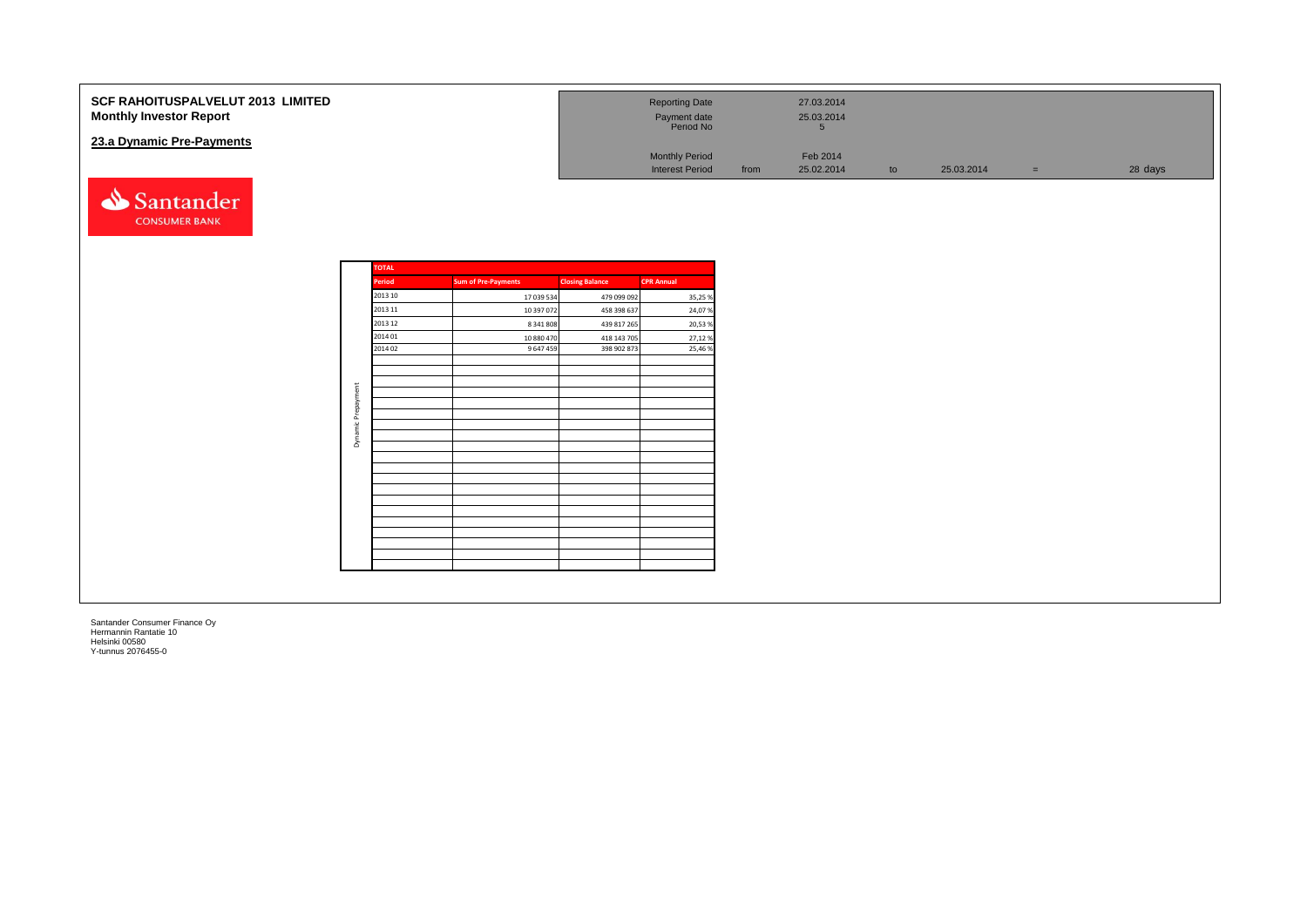# SCF RAHOITUSPALVELUT 2013 LIMITED
## Monthly Investor Report

### 23.a Dynamic Pre-Payments

| | | | | | | |
|---|---|---|---|---|---|---|
| Reporting Date | | 27.03.2014 | | | | |
| Payment date | | 25.03.2014 | | | | |
| Period No | | 5 | | | | |
| Monthly Period | | Feb 2014 | | | | |
| Interest Period | from | 25.02.2014 | to | 25.03.2014 | = | 28 days |

Santander CONSUMER BANK

| TOTAL | | | | |
|---|---|---|---|---|
| | Period | Sum of Pre-Payments | Closing Balance | CPR Annual |
| Dynamic Prepayment | 2013 10 | 17 039 534 | 479 099 092 | 35,25 % |
| | 2013 11 | 10 397 072 | 458 398 637 | 24,07 % |
| | 2013 12 | 8 341 808 | 439 817 265 | 20,53 % |
| | 2014 01 | 10 880 470 | 418 143 705 | 27,12 % |
| | 2014 02 | 9 647 459 | 398 902 873 | 25,46 % |

Santander Consumer Finance Oy
Hermannin Rantatie 10
Helsinki 00580
Y-tunnus 2076455-0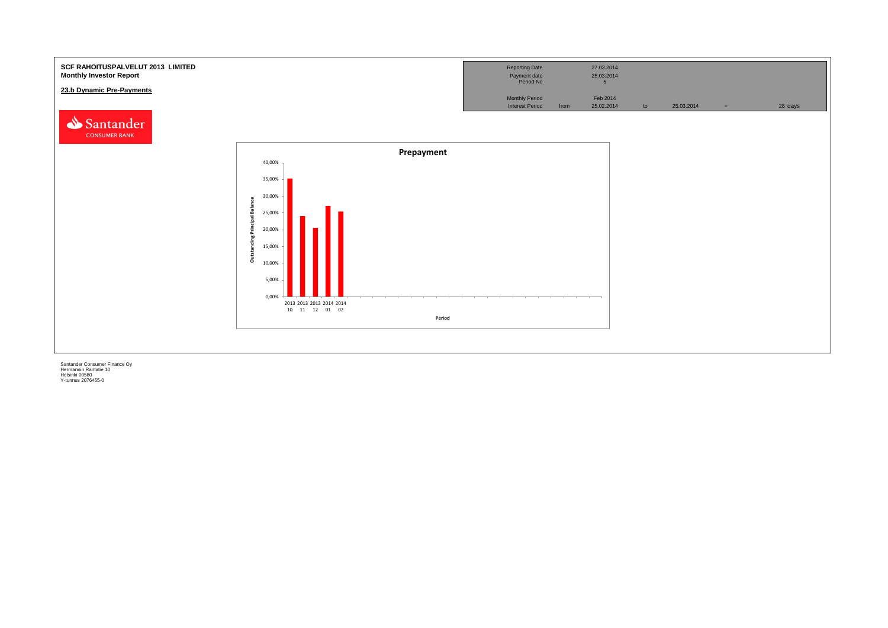**SCF RAHOITUSPALVELUT 2013 LIMITED**
**Monthly Investor Report**

**23.b Dynamic Pre-Payments**

| Reporting Date | | 27.03.2014 | | | | |
|---|---|---|---|---|---|---|
| Payment date | | 25.03.2014 | | | | |
| Period No | | 5 | | | | |
| Monthly Period | | Feb 2014 | | | | |
| Interest Period | from | 25.02.2014 | to | 25.03.2014 | = | 28 days |

Santander CONSUMER BANK

**Prepayment**

Outstanding Principal Balance

40,00%
35,00%
30,00%
25,00%
20,00%
15,00%
10,00%
5,00%
0,00%

2013 10 | 2013 11 | 2013 12 | 2014 01 | 2014 02

Period

Santander Consumer Finance Oy
Hermannin Rantatie 10
Helsinki 00580
Y-tunnus 2076455-0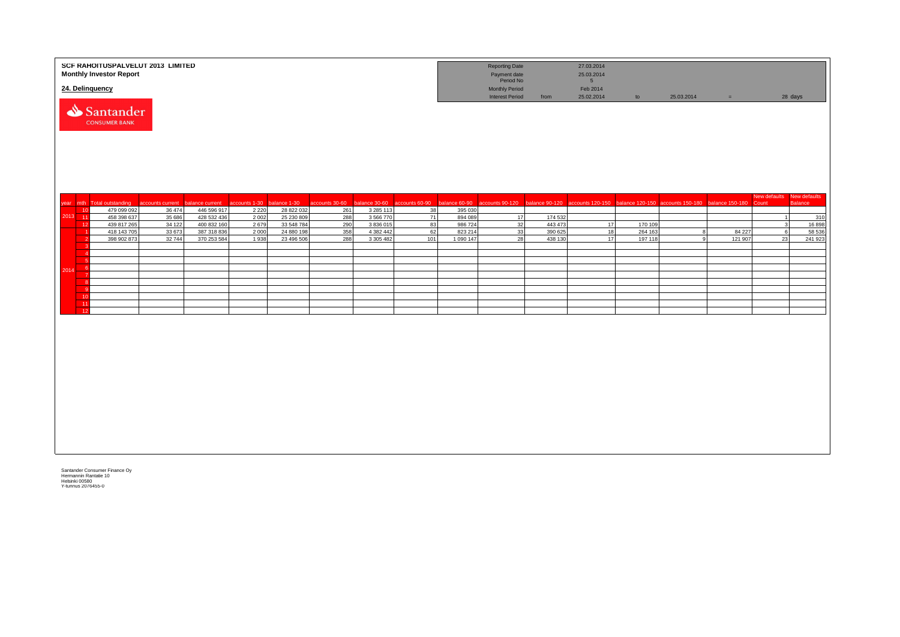**SCF RAHOITUSPALVELUT 2013 LIMITED**
**Monthly Investor Report**

**24. Delinquency**

| | | | | | |
|---|---|---|---|---|---|
| Reporting Date | | 27.03.2014 | | | |
| Payment date | | 25.03.2014 | | | |
| Period No | | 5 | | | |
| Monthly Period | | Feb 2014 | | | |
| Interest Period | from | 25.02.2014 | to | 25.03.2014 | = 28 days |

| year | mth | Total outstanding | accounts current | balance current | accounts 1-30 | balance 1-30 | accounts 30-60 | balance 30-60 | accounts 60-90 | balance 60-90 | accounts 90-120 | balance 90-120 | accounts 120-150 | balance 120-150 | accounts 150-180 | balance 150-180 | New defaults Count | New defaults Balance |
|---|---|---|---|---|---|---|---|---|---|---|---|---|---|---|---|---|---|---|
| 2013 | 10 | 479 099 092 | 36 474 | 446 596 917 | 2 220 | 28 822 032 | 261 | 3 285 113 | 38 | 395 030 | | | | | | | | |
| | 11 | 458 398 637 | 35 686 | 428 532 436 | 2 002 | 25 230 809 | 288 | 3 566 770 | 71 | 894 089 | 17 | 174 532 | | | | | 1 | 310 |
| | 12 | 439 817 265 | 34 122 | 400 832 160 | 2 679 | 33 548 784 | 290 | 3 836 015 | 83 | 986 724 | 32 | 443 473 | 17 | 170 109 | | | 3 | 16 898 |
| 2014 | 1 | 418 143 705 | 33 673 | 387 318 836 | 2 000 | 24 880 198 | 358 | 4 382 442 | 62 | 823 214 | 33 | 390 625 | 18 | 264 163 | 8 | 84 227 | 6 | 58 536 |
| | 2 | 398 902 873 | 32 744 | 370 253 584 | 1 938 | 23 496 506 | 288 | 3 305 482 | 101 | 1 090 147 | 28 | 438 130 | 17 | 197 118 | 9 | 121 907 | 23 | 241 923 |
| | 3 | | | | | | | | | | | | | | | | | |
| | 4 | | | | | | | | | | | | | | | | | |
| | 5 | | | | | | | | | | | | | | | | | |
| | 6 | | | | | | | | | | | | | | | | | |
| | 7 | | | | | | | | | | | | | | | | | |
| | 8 | | | | | | | | | | | | | | | | | |
| | 9 | | | | | | | | | | | | | | | | | |
| | 10 | | | | | | | | | | | | | | | | | |
| | 11 | | | | | | | | | | | | | | | | | |
| | 12 | | | | | | | | | | | | | | | | | |

Santander Consumer Finance Oy
Hermannin Rantatie 10
Helsinki 00580
Y-tunnus 2076455-0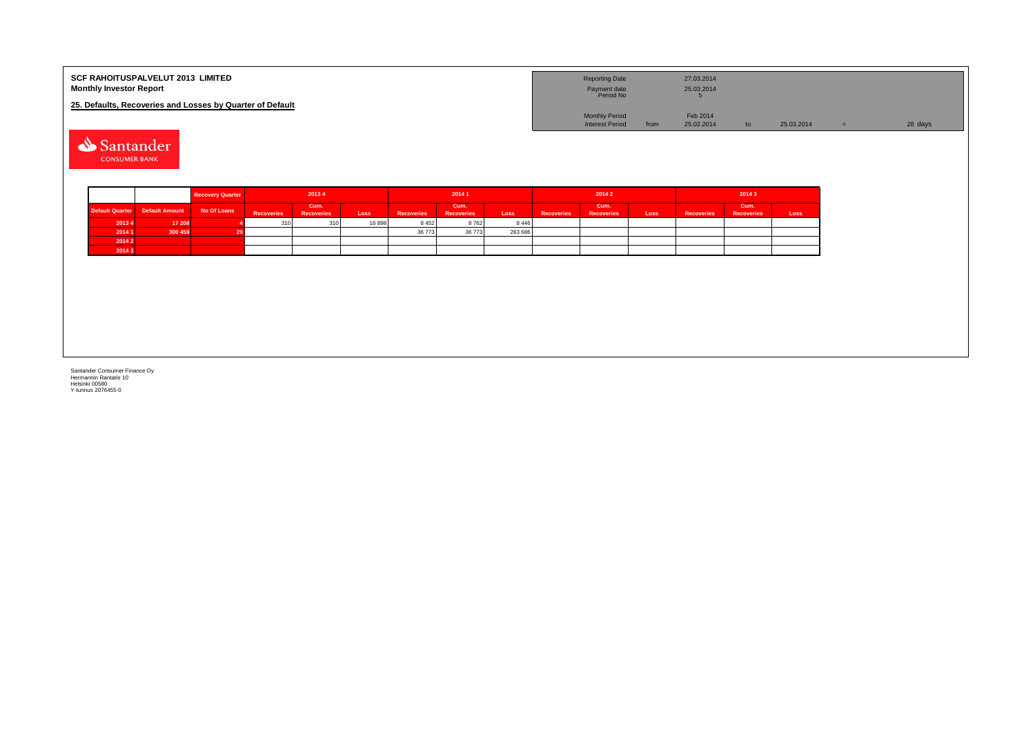**SCF RAHOITUSPALVELUT 2013 LIMITED**
**Monthly Investor Report**

**25. Defaults, Recoveries and Losses by Quarter of Default**

| | | | | | |
|---|---|---|---|---|---|
| Reporting Date | | 27.03.2014 | | | |
| Payment date | | 25.03.2014 | | | |
| Period No | | 5 | | | |
| Monthly Period | | Feb 2014 | | | |
| Interest Period | from | 25.02.2014 | to | 25.03.2014 | = 28 days |

Santander CONSUMER BANK

| | | Recovery Quarter | 2013 4 | | | 2014 1 | | | 2014 2 | | | 2014 3 | | |
|---|---|---|---|---|---|---|---|---|---|---|---|---|---|---|
| Default Quarter | Default Amount | No Of Loans | Recoveries | Cum. Recoveries | Loss | Recoveries | Cum. Recoveries | Loss | Recoveries | Cum. Recoveries | Loss | Recoveries | Cum. Recoveries | Loss |
| 2013 4 | 17 208 | 4 | 310 | 310 | 16 898 | 8 452 | 8 762 | 8 446 | | | | | | |
| 2014 1 | 300 459 | 29 | | | | 36 773 | 36 773 | 263 686 | | | | | | |
| 2014 2 | | | | | | | | | | | | | | |
| 2014 3 | | | | | | | | | | | | | | |

Santander Consumer Finance Oy
Hermannin Rantatie 10
Helsinki 00580
Y-tunnus 2076455-0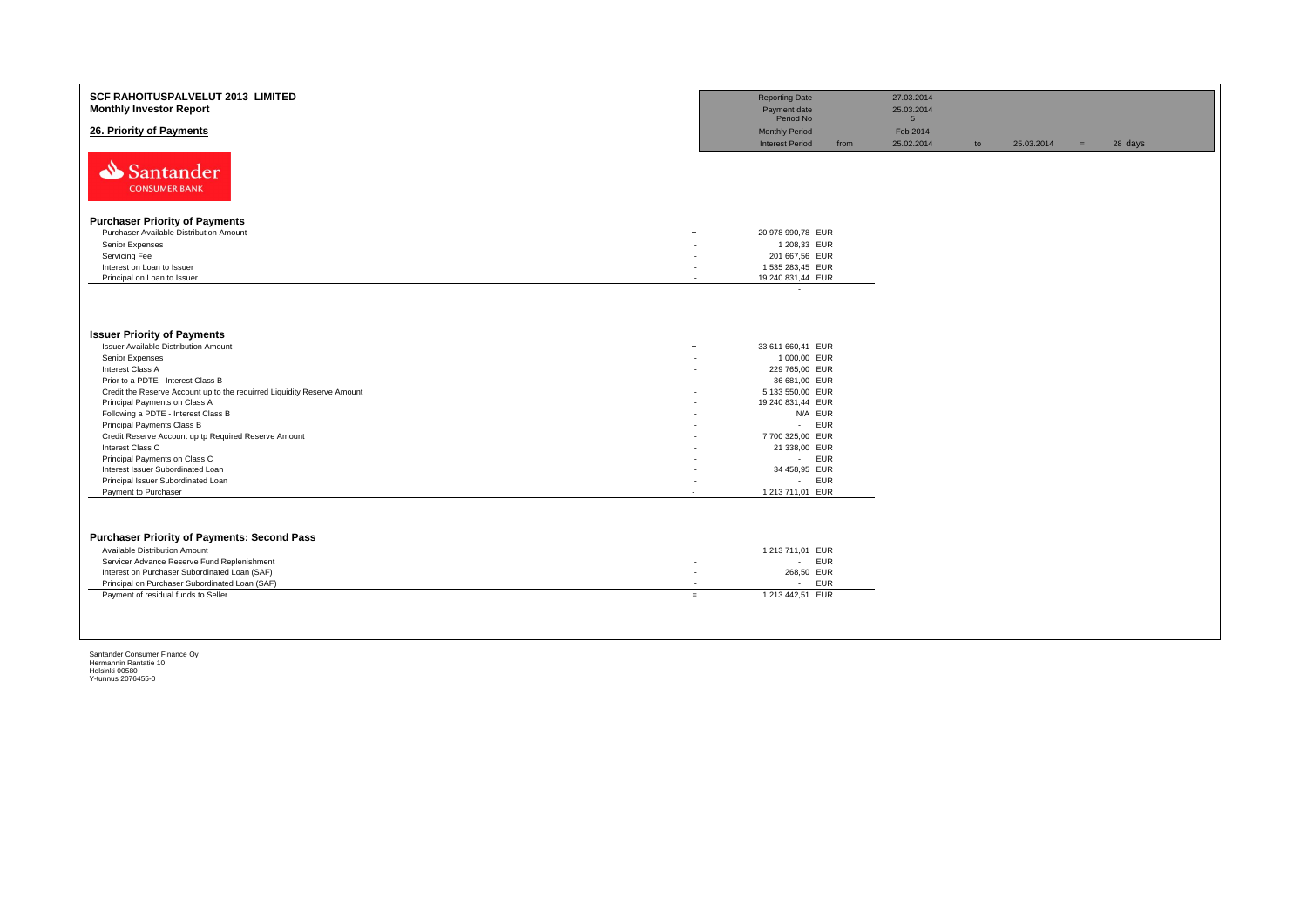**SCF RAHOITUSPALVELUT 2013 LIMITED**
**Monthly Investor Report**

## 26. Priority of Payments

| | | | | | | |
|---|---|---|---|---|---|---|
| Reporting Date | | 27.03.2014 | | | | |
| Payment date | | 25.03.2014 | | | | |
| Period No | | 5 | | | | |
| Monthly Period | | Feb 2014 | | | | |
| Interest Period | from | 25.02.2014 | to | 25.03.2014 | = | 28 days |

Santander
CONSUMER BANK

### Purchaser Priority of Payments

| | | |
|---|---|---|
| Purchaser Available Distribution Amount | + | 20 978 990,78 EUR |
| Senior Expenses | - | 1 208,33 EUR |
| Servicing Fee | - | 201 667,56 EUR |
| Interest on Loan to Issuer | - | 1 535 283,45 EUR |
| Principal on Loan to Issuer | - | 19 240 831,44 EUR |
| | | - |

### Issuer Priority of Payments

| | | |
|---|---|---|
| Issuer Available Distribution Amount | + | 33 611 660,41 EUR |
| Senior Expenses | - | 1 000,00 EUR |
| Interest Class A | - | 229 765,00 EUR |
| Prior to a PDTE - Interest Class B | - | 36 681,00 EUR |
| Credit the Reserve Account up to the requirred Liquidity Reserve Amount | - | 5 133 550,00 EUR |
| Principal Payments on Class A | - | 19 240 831,44 EUR |
| Following a PDTE - Interest Class B | - | N/A EUR |
| Principal Payments Class B | - | - EUR |
| Credit Reserve Account up tp Required Reserve Amount | - | 7 700 325,00 EUR |
| Interest Class C | - | 21 338,00 EUR |
| Principal Payments on Class C | - | - EUR |
| Interest Issuer Subordinated Loan | - | 34 458,95 EUR |
| Principal Issuer Subordinated Loan | - | - EUR |
| Payment to Purchaser | - | 1 213 711,01 EUR |

### Purchaser Priority of Payments: Second Pass

| | | |
|---|---|---|
| Available Distribution Amount | + | 1 213 711,01 EUR |
| Servicer Advance Reserve Fund Replenishment | - | - EUR |
| Interest on Purchaser Subordinated Loan (SAF) | - | 268,50 EUR |
| Principal on Purchaser Subordinated Loan (SAF) | - | - EUR |
| Payment of residual funds to Seller | = | 1 213 442,51 EUR |

Santander Consumer Finance Oy
Hermannin Rantatie 10
Helsinki 00580
Y-tunnus 2076455-0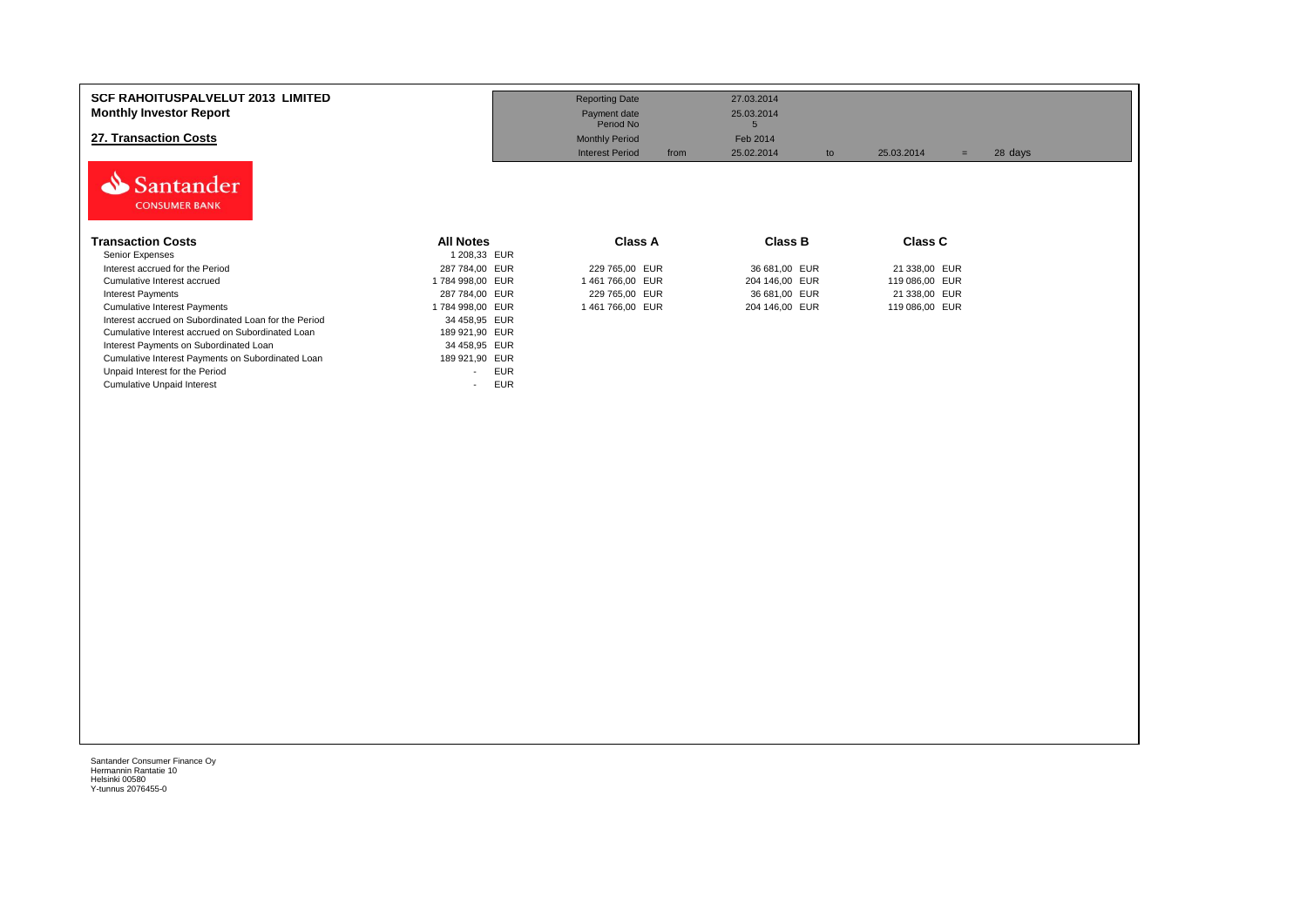**SCF RAHOITUSPALVELUT 2013 LIMITED**
**Monthly Investor Report**

## 27. Transaction Costs

| | | | | | | |
|---|---|---|---|---|---|---|
| Reporting Date | | 27.03.2014 | | | | |
| Payment date | | 25.03.2014 | | | | |
| Period No | | 5 | | | | |
| Monthly Period | | Feb 2014 | | | | |
| Interest Period | from | 25.02.2014 | to | 25.03.2014 | = | 28 days |

Santander CONSUMER BANK

| Transaction Costs | All Notes | Class A | Class B | Class C |
|---|---|---|---|---|
| Senior Expenses | 1 208,33 EUR | | | |
| Interest accrued for the Period | 287 784,00 EUR | 229 765,00 EUR | 36 681,00 EUR | 21 338,00 EUR |
| Cumulative Interest accrued | 1 784 998,00 EUR | 1 461 766,00 EUR | 204 146,00 EUR | 119 086,00 EUR |
| Interest Payments | 287 784,00 EUR | 229 765,00 EUR | 36 681,00 EUR | 21 338,00 EUR |
| Cumulative Interest Payments | 1 784 998,00 EUR | 1 461 766,00 EUR | 204 146,00 EUR | 119 086,00 EUR |
| Interest accrued on Subordinated Loan for the Period | 34 458,95 EUR | | | |
| Cumulative Interest accrued on Subordinated Loan | 189 921,90 EUR | | | |
| Interest Payments on Subordinated Loan | 34 458,95 EUR | | | |
| Cumulative Interest Payments on Subordinated Loan | 189 921,90 EUR | | | |
| Unpaid Interest for the Period | - EUR | | | |
| Cumulative Unpaid Interest | - EUR | | | |

Santander Consumer Finance Oy
Hermannin Rantatie 10
Helsinki 00580
Y-tunnus 2076455-0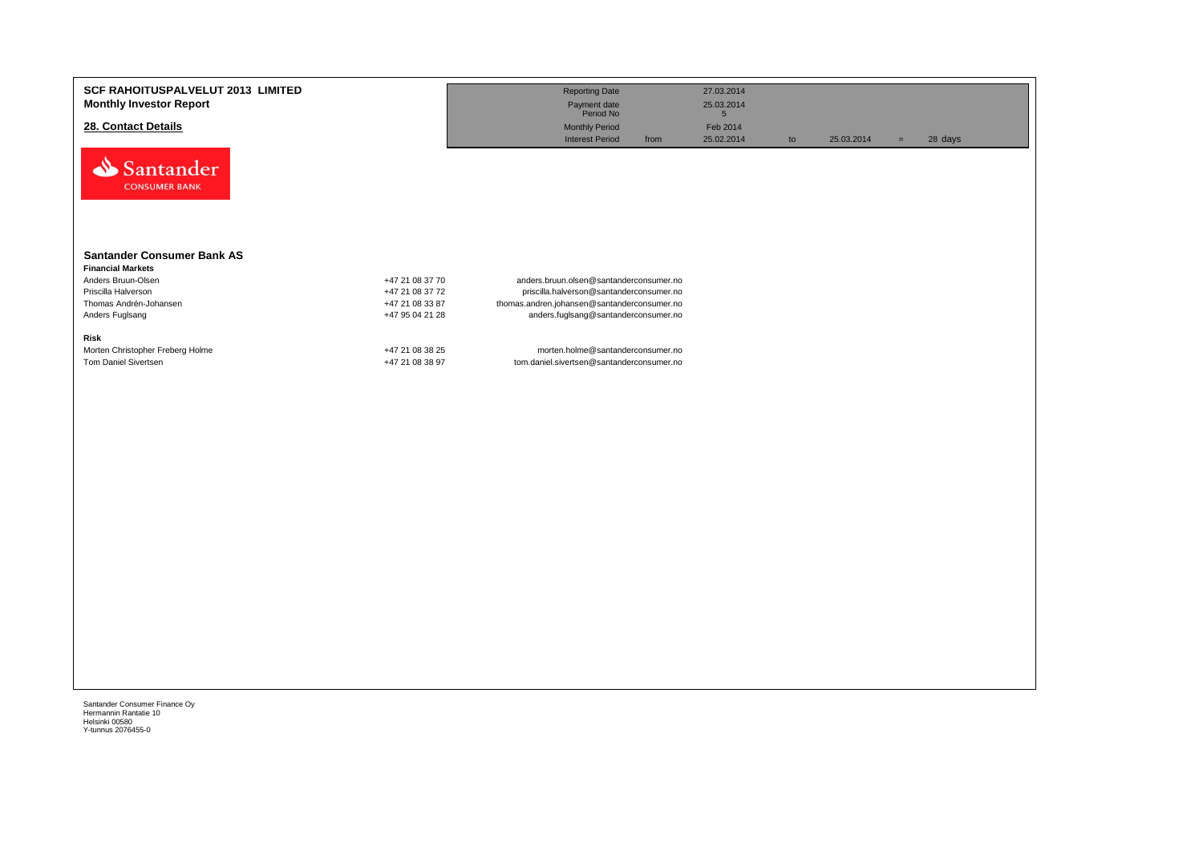**SCF RAHOITUSPALVELUT 2013 LIMITED**
**Monthly Investor Report**

## 28. Contact Details

| | | | | | | |
|---|---|---|---|---|---|---|
| Reporting Date | | 27.03.2014 | | | | |
| Payment date | | 25.03.2014 | | | | |
| Period No | | 5 | | | | |
| Monthly Period | | Feb 2014 | | | | |
| Interest Period | from | 25.02.2014 | to | 25.03.2014 | = | 28 days |

### Santander Consumer Bank AS

**Financial Markets**

| | | |
|---|---|---|
| Anders Bruun-Olsen | +47 21 08 37 70 | anders.bruun.olsen@santanderconsumer.no |
| Priscilla Halverson | +47 21 08 37 72 | priscilla.halverson@santanderconsumer.no |
| Thomas Andrén-Johansen | +47 21 08 33 87 | thomas.andren.johansen@santanderconsumer.no |
| Anders Fuglsang | +47 95 04 21 28 | anders.fuglsang@santanderconsumer.no |

**Risk**

| | | |
|---|---|---|
| Morten Christopher Freberg Holme | +47 21 08 38 25 | morten.holme@santanderconsumer.no |
| Tom Daniel Sivertsen | +47 21 08 38 97 | tom.daniel.sivertsen@santanderconsumer.no |

Santander Consumer Finance Oy
Hermannin Rantatie 10
Helsinki 00580
Y-tunnus 2076455-0